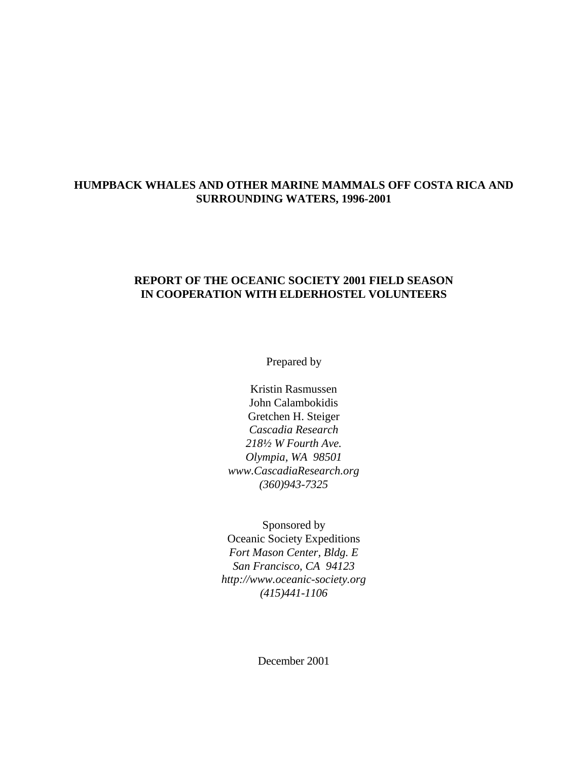# HUMPBACK WHALES AND OTHER MARINE MAMMALS OFF COSTA RICA AND SURROUNDING WATERS, 1996-2001

## REPORT OF THE OCEANIC SOCIETY 2001 FIELD SEASON IN COOPERATION WITH ELDERHOSTEL VOLUNTEERS

Prepared by

Kristin Rasmussen  
John Calambokidis  
Gretchen H. Steiger  
*Cascadia Research*  
*218½ W Fourth Ave.*  
*Olympia, WA 98501*  
*www.CascadiaResearch.org*  
*(360)943-7325*

Sponsored by  
Oceanic Society Expeditions  
*Fort Mason Center, Bldg. E*  
*San Francisco, CA 94123*  
*http://www.oceanic-society.org*  
*(415)441-1106*

December 2001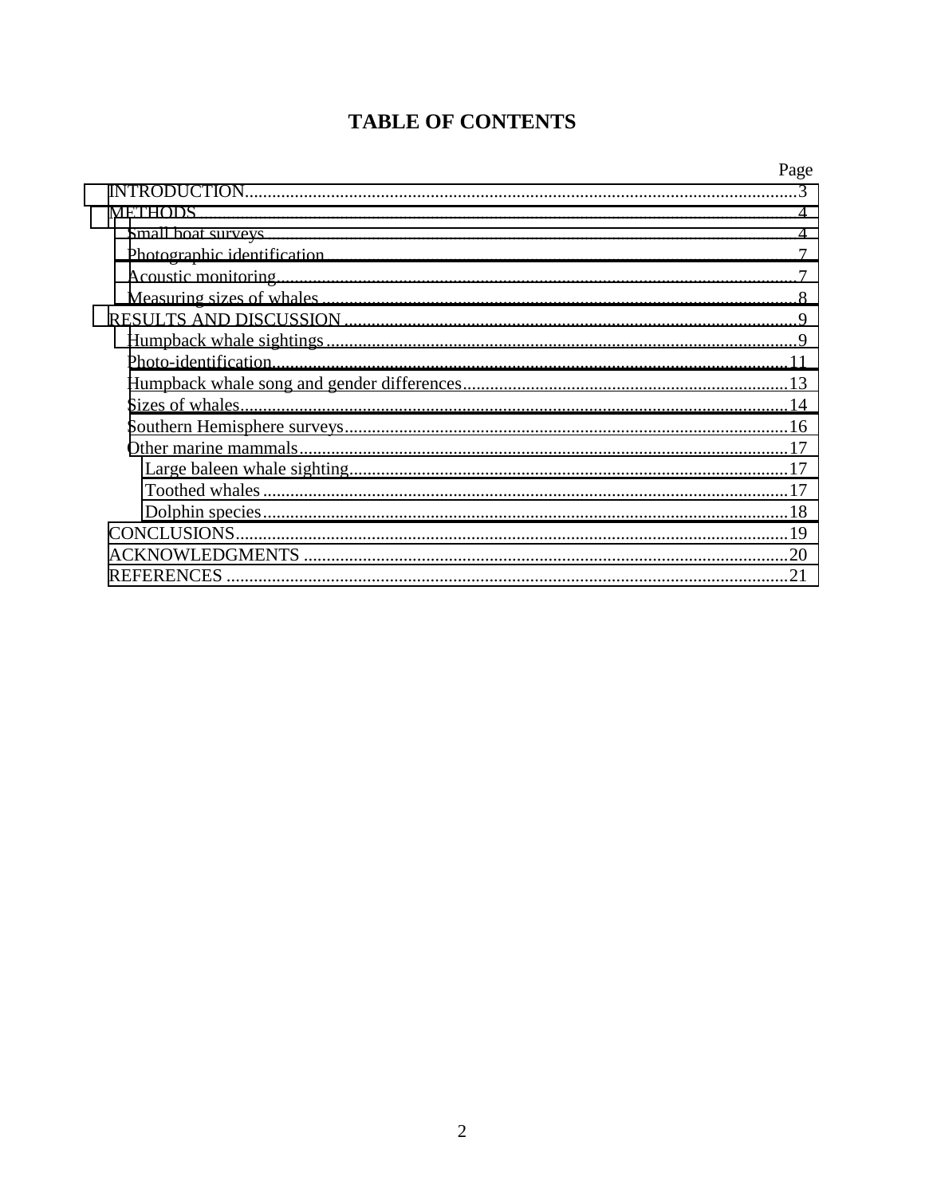# TABLE OF CONTENTS

| | Page |
|---|---|
| INTRODUCTION | 3 |
| METHODS | 4 |
| Small boat surveys | 4 |
| Photographic identification | 7 |
| Acoustic monitoring | 7 |
| Measuring sizes of whales | 8 |
| RESULTS AND DISCUSSION | 9 |
| Humpback whale sightings | 9 |
| Photo-identification | 11 |
| Humpback whale song and gender differences | 13 |
| Sizes of whales | 14 |
| Southern Hemisphere surveys | 16 |
| Other marine mammals | 17 |
| Large baleen whale sighting | 17 |
| Toothed whales | 17 |
| Dolphin species | 18 |
| CONCLUSIONS | 19 |
| ACKNOWLEDGMENTS | 20 |
| REFERENCES | 21 |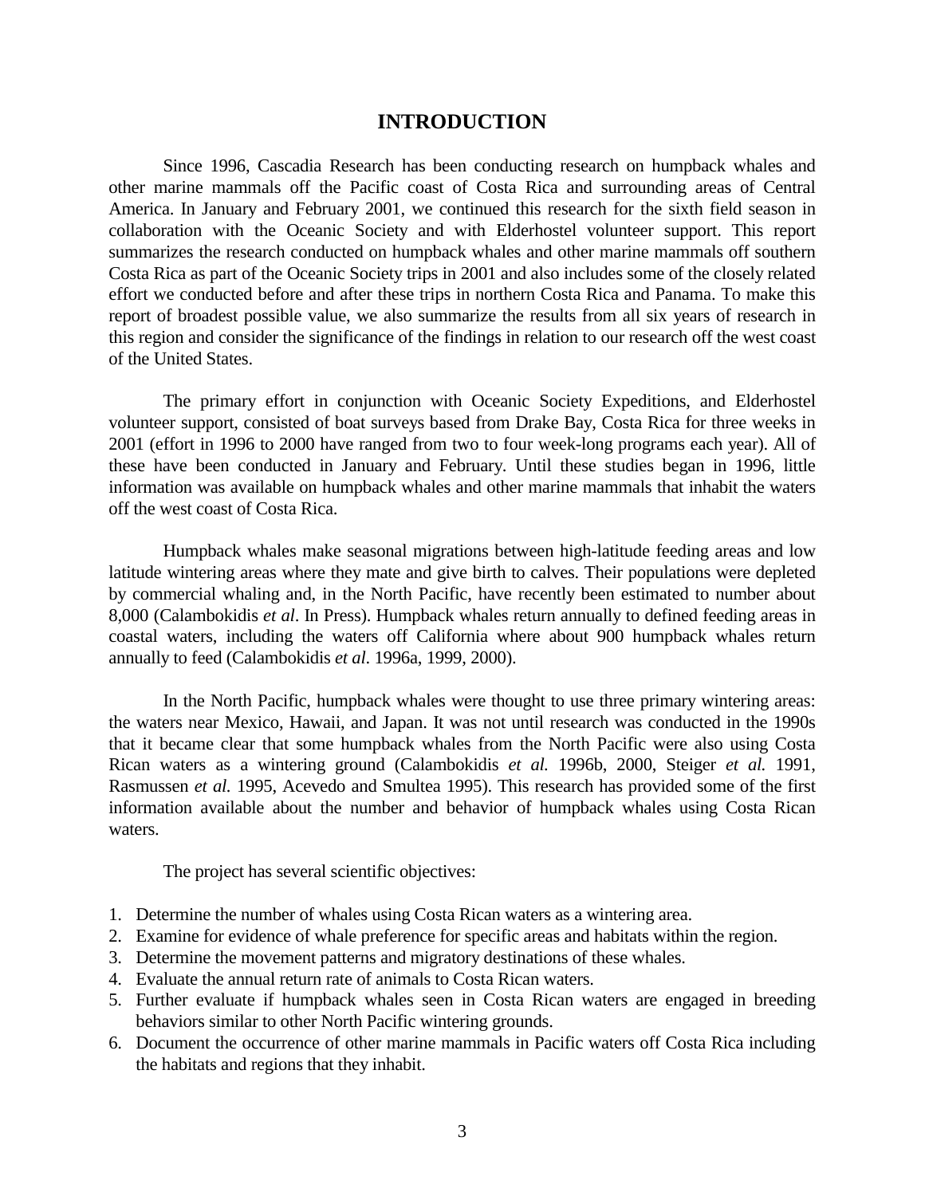# INTRODUCTION

Since 1996, Cascadia Research has been conducting research on humpback whales and other marine mammals off the Pacific coast of Costa Rica and surrounding areas of Central America. In January and February 2001, we continued this research for the sixth field season in collaboration with the Oceanic Society and with Elderhostel volunteer support. This report summarizes the research conducted on humpback whales and other marine mammals off southern Costa Rica as part of the Oceanic Society trips in 2001 and also includes some of the closely related effort we conducted before and after these trips in northern Costa Rica and Panama. To make this report of broadest possible value, we also summarize the results from all six years of research in this region and consider the significance of the findings in relation to our research off the west coast of the United States.

The primary effort in conjunction with Oceanic Society Expeditions, and Elderhostel volunteer support, consisted of boat surveys based from Drake Bay, Costa Rica for three weeks in 2001 (effort in 1996 to 2000 have ranged from two to four week-long programs each year). All of these have been conducted in January and February. Until these studies began in 1996, little information was available on humpback whales and other marine mammals that inhabit the waters off the west coast of Costa Rica.

Humpback whales make seasonal migrations between high-latitude feeding areas and low latitude wintering areas where they mate and give birth to calves. Their populations were depleted by commercial whaling and, in the North Pacific, have recently been estimated to number about 8,000 (Calambokidis *et al*. In Press). Humpback whales return annually to defined feeding areas in coastal waters, including the waters off California where about 900 humpback whales return annually to feed (Calambokidis *et al*. 1996a, 1999, 2000).

In the North Pacific, humpback whales were thought to use three primary wintering areas: the waters near Mexico, Hawaii, and Japan. It was not until research was conducted in the 1990s that it became clear that some humpback whales from the North Pacific were also using Costa Rican waters as a wintering ground (Calambokidis *et al.* 1996b, 2000, Steiger *et al.* 1991, Rasmussen *et al.* 1995, Acevedo and Smultea 1995). This research has provided some of the first information available about the number and behavior of humpback whales using Costa Rican waters.

The project has several scientific objectives:

1. Determine the number of whales using Costa Rican waters as a wintering area.
2. Examine for evidence of whale preference for specific areas and habitats within the region.
3. Determine the movement patterns and migratory destinations of these whales.
4. Evaluate the annual return rate of animals to Costa Rican waters.
5. Further evaluate if humpback whales seen in Costa Rican waters are engaged in breeding behaviors similar to other North Pacific wintering grounds.
6. Document the occurrence of other marine mammals in Pacific waters off Costa Rica including the habitats and regions that they inhabit.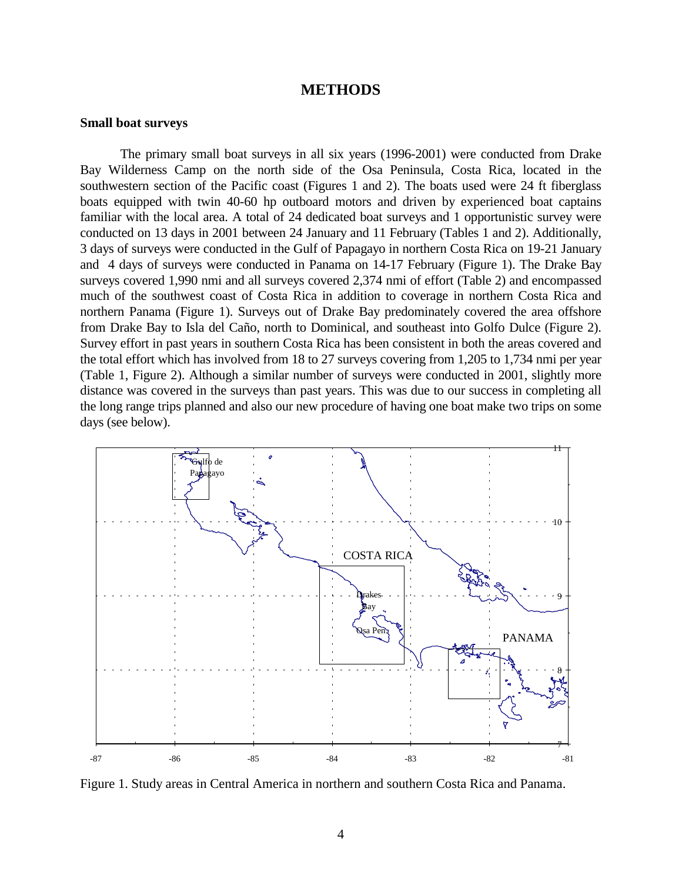# METHODS

## Small boat surveys

The primary small boat surveys in all six years (1996-2001) were conducted from Drake Bay Wilderness Camp on the north side of the Osa Peninsula, Costa Rica, located in the southwestern section of the Pacific coast (Figures 1 and 2). The boats used were 24 ft fiberglass boats equipped with twin 40-60 hp outboard motors and driven by experienced boat captains familiar with the local area. A total of 24 dedicated boat surveys and 1 opportunistic survey were conducted on 13 days in 2001 between 24 January and 11 February (Tables 1 and 2). Additionally, 3 days of surveys were conducted in the Gulf of Papagayo in northern Costa Rica on 19-21 January and 4 days of surveys were conducted in Panama on 14-17 February (Figure 1). The Drake Bay surveys covered 1,990 nmi and all surveys covered 2,374 nmi of effort (Table 2) and encompassed much of the southwest coast of Costa Rica in addition to coverage in northern Costa Rica and northern Panama (Figure 1). Surveys out of Drake Bay predominately covered the area offshore from Drake Bay to Isla del Caño, north to Dominical, and southeast into Golfo Dulce (Figure 2). Survey effort in past years in southern Costa Rica has been consistent in both the areas covered and the total effort which has involved from 18 to 27 surveys covering from 1,205 to 1,734 nmi per year (Table 1, Figure 2). Although a similar number of surveys were conducted in 2001, slightly more distance was covered in the surveys than past years. This was due to our success in completing all the long range trips planned and also our new procedure of having one boat make two trips on some days (see below).

Gulfo de Papagayo
COSTA RICA
Drakes Bay
Osa Pen.
PANAMA
11
10
9
8
7
-87
-86
-85
-84
-83
-82
-81

Figure 1. Study areas in Central America in northern and southern Costa Rica and Panama.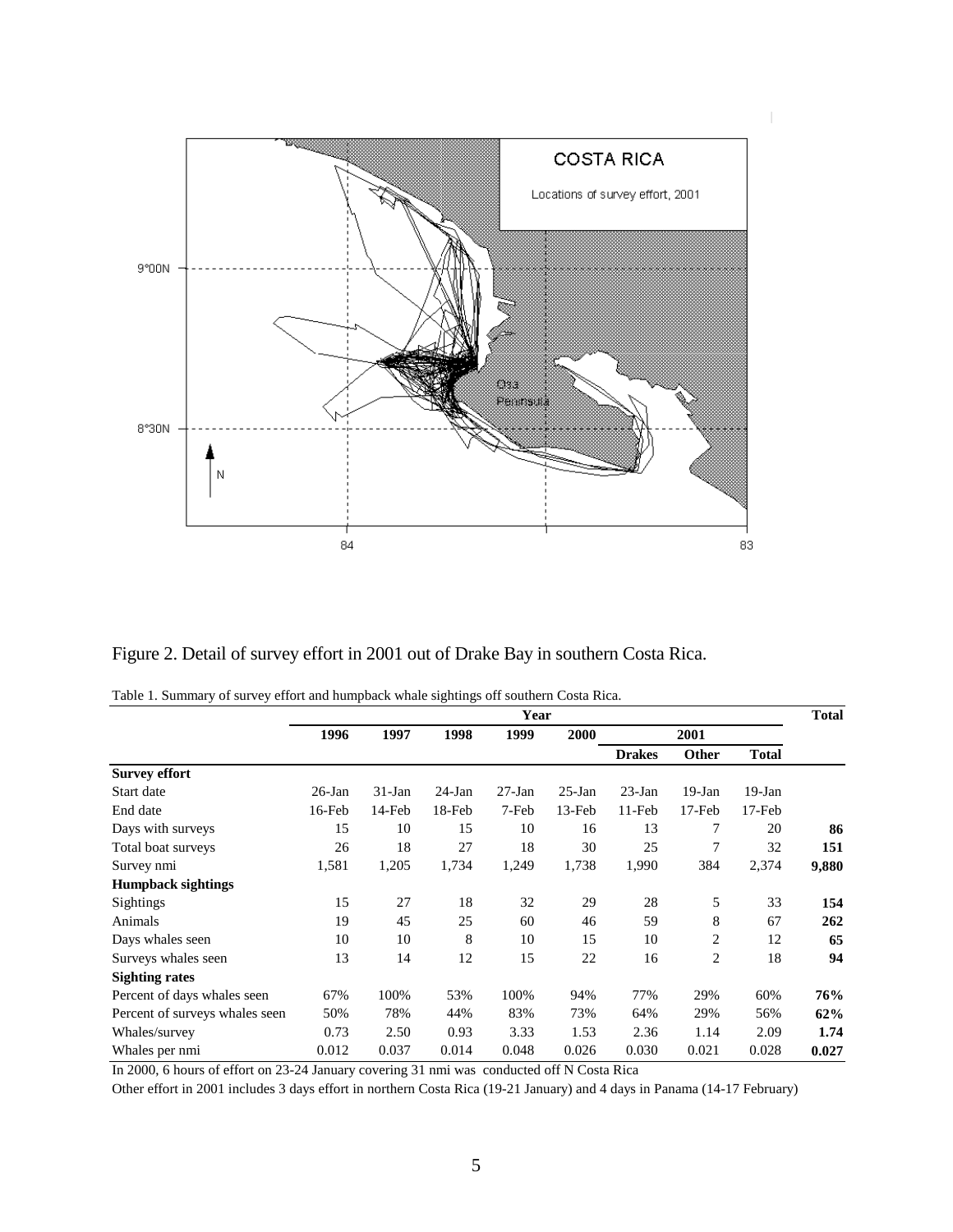COSTA RICA

Locations of survey effort, 2001

9°00N

8°30N

Osa Peninsula

N

84

83

Figure 2. Detail of survey effort in 2001 out of Drake Bay in southern Costa Rica.

Table 1. Summary of survey effort and humpback whale sightings off southern Costa Rica.

| | Year | | | | | | | | Total |
|---|---|---|---|---|---|---|---|---|---|
| | 1996 | 1997 | 1998 | 1999 | 2000 | 2001 | | | |
| | | | | | | Drakes | Other | Total | |
| **Survey effort** | | | | | | | | | |
| Start date | 26-Jan | 31-Jan | 24-Jan | 27-Jan | 25-Jan | 23-Jan | 19-Jan | 19-Jan | |
| End date | 16-Feb | 14-Feb | 18-Feb | 7-Feb | 13-Feb | 11-Feb | 17-Feb | 17-Feb | |
| Days with surveys | 15 | 10 | 15 | 10 | 16 | 13 | 7 | 20 | **86** |
| Total boat surveys | 26 | 18 | 27 | 18 | 30 | 25 | 7 | 32 | **151** |
| Survey nmi | 1,581 | 1,205 | 1,734 | 1,249 | 1,738 | 1,990 | 384 | 2,374 | **9,880** |
| **Humpback sightings** | | | | | | | | | |
| Sightings | 15 | 27 | 18 | 32 | 29 | 28 | 5 | 33 | **154** |
| Animals | 19 | 45 | 25 | 60 | 46 | 59 | 8 | 67 | **262** |
| Days whales seen | 10 | 10 | 8 | 10 | 15 | 10 | 2 | 12 | **65** |
| Surveys whales seen | 13 | 14 | 12 | 15 | 22 | 16 | 2 | 18 | **94** |
| **Sighting rates** | | | | | | | | | |
| Percent of days whales seen | 67% | 100% | 53% | 100% | 94% | 77% | 29% | 60% | **76%** |
| Percent of surveys whales seen | 50% | 78% | 44% | 83% | 73% | 64% | 29% | 56% | **62%** |
| Whales/survey | 0.73 | 2.50 | 0.93 | 3.33 | 1.53 | 2.36 | 1.14 | 2.09 | **1.74** |
| Whales per nmi | 0.012 | 0.037 | 0.014 | 0.048 | 0.026 | 0.030 | 0.021 | 0.028 | **0.027** |

In 2000, 6 hours of effort on 23-24 January covering 31 nmi was conducted off N Costa Rica

Other effort in 2001 includes 3 days effort in northern Costa Rica (19-21 January) and 4 days in Panama (14-17 February)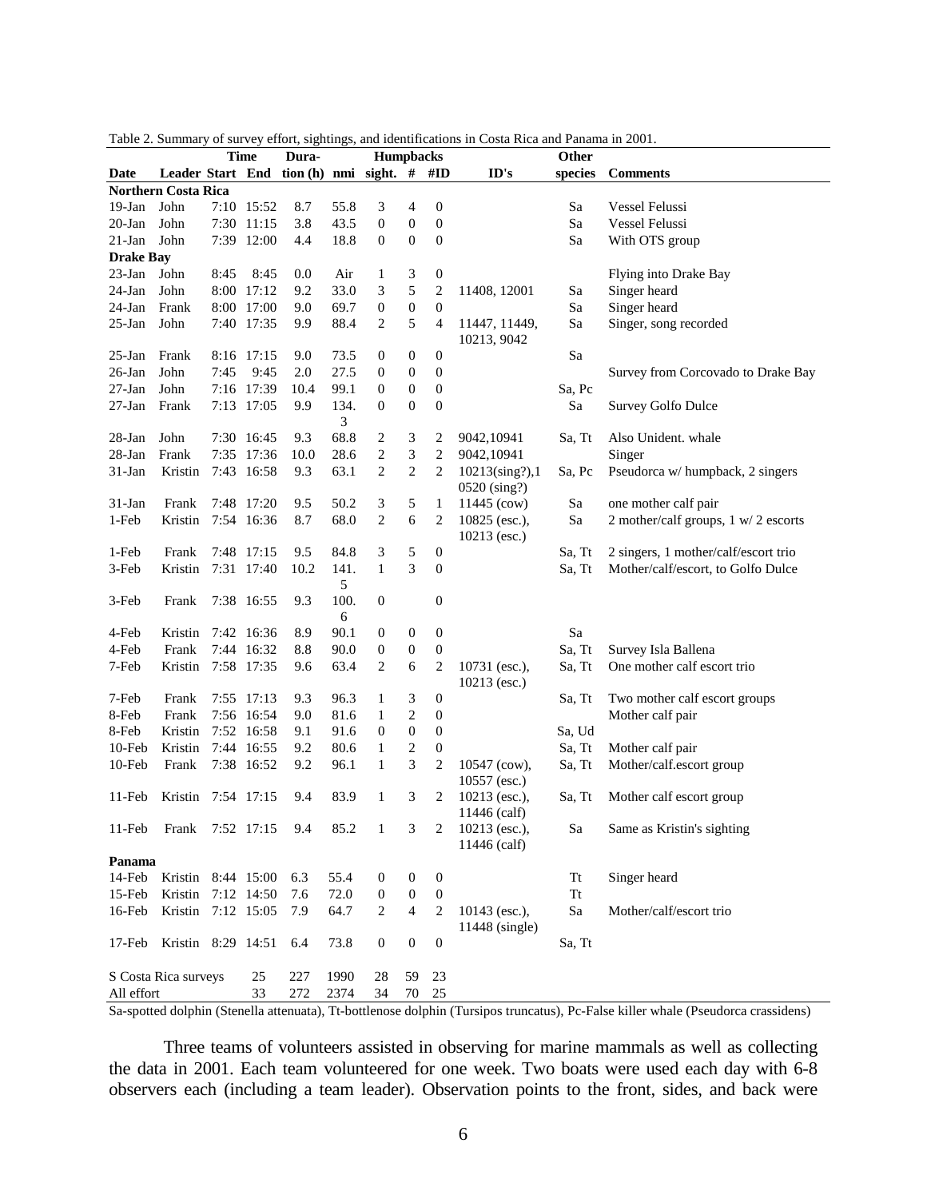Table 2. Summary of survey effort, sightings, and identifications in Costa Rica and Panama in 2001.

| | | Time | | Dura- | | Humpbacks | | | | Other | |
|---|---|---|---|---|---|---|---|---|---|---|---|
| Date | Leader | Start | End | tion (h) | nmi | sight. | # | #ID | ID's | species | Comments |
| **Northern Costa Rica** | | | | | | | | | | | |
| 19-Jan | John | 7:10 | 15:52 | 8.7 | 55.8 | 3 | 4 | 0 | | Sa | Vessel Felussi |
| 20-Jan | John | 7:30 | 11:15 | 3.8 | 43.5 | 0 | 0 | 0 | | Sa | Vessel Felussi |
| 21-Jan | John | 7:39 | 12:00 | 4.4 | 18.8 | 0 | 0 | 0 | | Sa | With OTS group |
| **Drake Bay** | | | | | | | | | | | |
| 23-Jan | John | 8:45 | 8:45 | 0.0 | Air | 1 | 3 | 0 | | | Flying into Drake Bay |
| 24-Jan | John | 8:00 | 17:12 | 9.2 | 33.0 | 3 | 5 | 2 | 11408, 12001 | Sa | Singer heard |
| 24-Jan | Frank | 8:00 | 17:00 | 9.0 | 69.7 | 0 | 0 | 0 | | Sa | Singer heard |
| 25-Jan | John | 7:40 | 17:35 | 9.9 | 88.4 | 2 | 5 | 4 | 11447, 11449, 10213, 9042 | Sa | Singer, song recorded |
| 25-Jan | Frank | 8:16 | 17:15 | 9.0 | 73.5 | 0 | 0 | 0 | | Sa | |
| 26-Jan | John | 7:45 | 9:45 | 2.0 | 27.5 | 0 | 0 | 0 | | | Survey from Corcovado to Drake Bay |
| 27-Jan | John | 7:16 | 17:39 | 10.4 | 99.1 | 0 | 0 | 0 | | Sa, Pc | |
| 27-Jan | Frank | 7:13 | 17:05 | 9.9 | 134.3 | 0 | 0 | 0 | | Sa | Survey Golfo Dulce |
| 28-Jan | John | 7:30 | 16:45 | 9.3 | 68.8 | 2 | 3 | 2 | 9042,10941 | Sa, Tt | Also Unident. whale |
| 28-Jan | Frank | 7:35 | 17:36 | 10.0 | 28.6 | 2 | 3 | 2 | 9042,10941 | | Singer |
| 31-Jan | Kristin | 7:43 | 16:58 | 9.3 | 63.1 | 2 | 2 | 2 | 10213(sing?),10520 (sing?) | Sa, Pc | Pseudorca w/ humpback, 2 singers |
| 31-Jan | Frank | 7:48 | 17:20 | 9.5 | 50.2 | 3 | 5 | 1 | 11445 (cow) | Sa | one mother calf pair |
| 1-Feb | Kristin | 7:54 | 16:36 | 8.7 | 68.0 | 2 | 6 | 2 | 10825 (esc.), 10213 (esc.) | Sa | 2 mother/calf groups, 1 w/ 2 escorts |
| 1-Feb | Frank | 7:48 | 17:15 | 9.5 | 84.8 | 3 | 5 | 0 | | Sa, Tt | 2 singers, 1 mother/calf/escort trio |
| 3-Feb | Kristin | 7:31 | 17:40 | 10.2 | 141.5 | 1 | 3 | 0 | | Sa, Tt | Mother/calf/escort, to Golfo Dulce |
| 3-Feb | Frank | 7:38 | 16:55 | 9.3 | 100.6 | 0 | | 0 | | | |
| 4-Feb | Kristin | 7:42 | 16:36 | 8.9 | 90.1 | 0 | 0 | 0 | | Sa | |
| 4-Feb | Frank | 7:44 | 16:32 | 8.8 | 90.0 | 0 | 0 | 0 | | Sa, Tt | Survey Isla Ballena |
| 7-Feb | Kristin | 7:58 | 17:35 | 9.6 | 63.4 | 2 | 6 | 2 | 10731 (esc.), 10213 (esc.) | Sa, Tt | One mother calf escort trio |
| 7-Feb | Frank | 7:55 | 17:13 | 9.3 | 96.3 | 1 | 3 | 0 | | Sa, Tt | Two mother calf escort groups |
| 8-Feb | Frank | 7:56 | 16:54 | 9.0 | 81.6 | 1 | 2 | 0 | | Sa, Tt | Mother calf pair |
| 8-Feb | Kristin | 7:52 | 16:58 | 9.1 | 91.6 | 0 | 0 | 0 | | Sa, Ud | |
| 10-Feb | Kristin | 7:44 | 16:55 | 9.2 | 80.6 | 1 | 2 | 0 | | Sa, Tt | Mother calf pair |
| 10-Feb | Frank | 7:38 | 16:52 | 9.2 | 96.1 | 1 | 3 | 2 | 10547 (cow), 10557 (esc.) | Sa, Tt | Mother/calf.escort group |
| 11-Feb | Kristin | 7:54 | 17:15 | 9.4 | 83.9 | 1 | 3 | 2 | 10213 (esc.), 11446 (calf) | Sa, Tt | Mother calf escort group |
| 11-Feb | Frank | 7:52 | 17:15 | 9.4 | 85.2 | 1 | 3 | 2 | 10213 (esc.), 11446 (calf) | Sa | Same as Kristin's sighting |
| **Panama** | | | | | | | | | | | |
| 14-Feb | Kristin | 8:44 | 15:00 | 6.3 | 55.4 | 0 | 0 | 0 | | Tt | Singer heard |
| 15-Feb | Kristin | 7:12 | 14:50 | 7.6 | 72.0 | 0 | 0 | 0 | | Tt | |
| 16-Feb | Kristin | 7:12 | 15:05 | 7.9 | 64.7 | 2 | 4 | 2 | 10143 (esc.), 11448 (single) | Sa | Mother/calf/escort trio |
| 17-Feb | Kristin | 8:29 | 14:51 | 6.4 | 73.8 | 0 | 0 | 0 | | Sa, Tt | |
| S Costa Rica surveys | | | 25 | 227 | 1990 | 28 | 59 | 23 | | | |
| All effort | | | 33 | 272 | 2374 | 34 | 70 | 25 | | | |

Sa-spotted dolphin (Stenella attenuata), Tt-bottlenose dolphin (Tursipos truncatus), Pc-False killer whale (Pseudorca crassidens)

Three teams of volunteers assisted in observing for marine mammals as well as collecting the data in 2001. Each team volunteered for one week. Two boats were used each day with 6-8 observers each (including a team leader). Observation points to the front, sides, and back were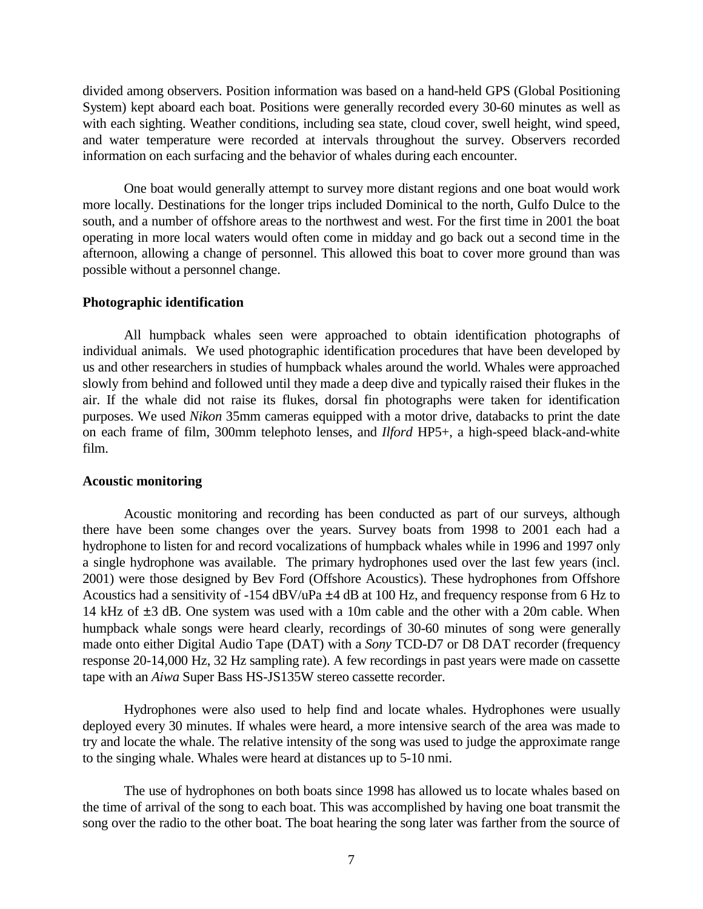divided among observers. Position information was based on a hand-held GPS (Global Positioning System) kept aboard each boat. Positions were generally recorded every 30-60 minutes as well as with each sighting. Weather conditions, including sea state, cloud cover, swell height, wind speed, and water temperature were recorded at intervals throughout the survey. Observers recorded information on each surfacing and the behavior of whales during each encounter.

One boat would generally attempt to survey more distant regions and one boat would work more locally. Destinations for the longer trips included Dominical to the north, Gulfo Dulce to the south, and a number of offshore areas to the northwest and west. For the first time in 2001 the boat operating in more local waters would often come in midday and go back out a second time in the afternoon, allowing a change of personnel. This allowed this boat to cover more ground than was possible without a personnel change.

### Photographic identification

All humpback whales seen were approached to obtain identification photographs of individual animals. We used photographic identification procedures that have been developed by us and other researchers in studies of humpback whales around the world. Whales were approached slowly from behind and followed until they made a deep dive and typically raised their flukes in the air. If the whale did not raise its flukes, dorsal fin photographs were taken for identification purposes. We used *Nikon* 35mm cameras equipped with a motor drive, databacks to print the date on each frame of film, 300mm telephoto lenses, and *Ilford* HP5+, a high-speed black-and-white film.

### Acoustic monitoring

Acoustic monitoring and recording has been conducted as part of our surveys, although there have been some changes over the years. Survey boats from 1998 to 2001 each had a hydrophone to listen for and record vocalizations of humpback whales while in 1996 and 1997 only a single hydrophone was available. The primary hydrophones used over the last few years (incl. 2001) were those designed by Bev Ford (Offshore Acoustics). These hydrophones from Offshore Acoustics had a sensitivity of -154 dBV/uPa ±4 dB at 100 Hz, and frequency response from 6 Hz to 14 kHz of ±3 dB. One system was used with a 10m cable and the other with a 20m cable. When humpback whale songs were heard clearly, recordings of 30-60 minutes of song were generally made onto either Digital Audio Tape (DAT) with a *Sony* TCD-D7 or D8 DAT recorder (frequency response 20-14,000 Hz, 32 Hz sampling rate). A few recordings in past years were made on cassette tape with an *Aiwa* Super Bass HS-JS135W stereo cassette recorder.

Hydrophones were also used to help find and locate whales. Hydrophones were usually deployed every 30 minutes. If whales were heard, a more intensive search of the area was made to try and locate the whale. The relative intensity of the song was used to judge the approximate range to the singing whale. Whales were heard at distances up to 5-10 nmi.

The use of hydrophones on both boats since 1998 has allowed us to locate whales based on the time of arrival of the song to each boat. This was accomplished by having one boat transmit the song over the radio to the other boat. The boat hearing the song later was farther from the source of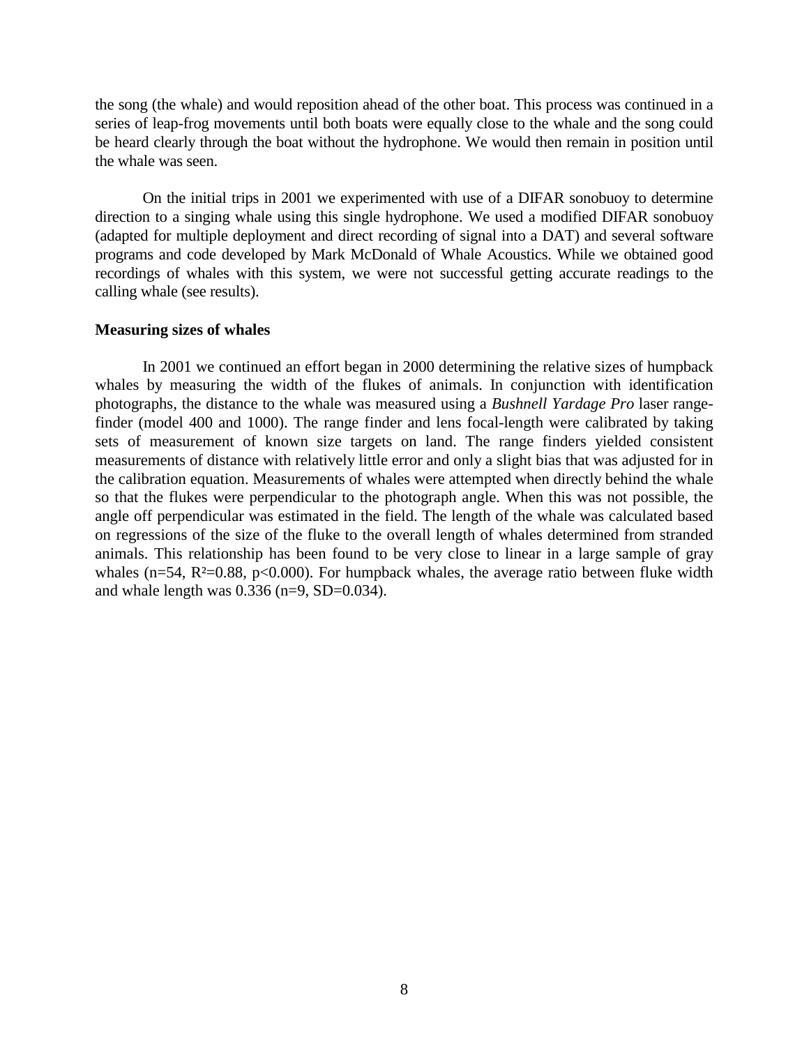the song (the whale) and would reposition ahead of the other boat. This process was continued in a series of leap-frog movements until both boats were equally close to the whale and the song could be heard clearly through the boat without the hydrophone. We would then remain in position until the whale was seen.

On the initial trips in 2001 we experimented with use of a DIFAR sonobuoy to determine direction to a singing whale using this single hydrophone. We used a modified DIFAR sonobuoy (adapted for multiple deployment and direct recording of signal into a DAT) and several software programs and code developed by Mark McDonald of Whale Acoustics. While we obtained good recordings of whales with this system, we were not successful getting accurate readings to the calling whale (see results).

**Measuring sizes of whales**

In 2001 we continued an effort began in 2000 determining the relative sizes of humpback whales by measuring the width of the flukes of animals. In conjunction with identification photographs, the distance to the whale was measured using a *Bushnell Yardage Pro* laser range-finder (model 400 and 1000). The range finder and lens focal-length were calibrated by taking sets of measurement of known size targets on land. The range finders yielded consistent measurements of distance with relatively little error and only a slight bias that was adjusted for in the calibration equation. Measurements of whales were attempted when directly behind the whale so that the flukes were perpendicular to the photograph angle. When this was not possible, the angle off perpendicular was estimated in the field. The length of the whale was calculated based on regressions of the size of the fluke to the overall length of whales determined from stranded animals. This relationship has been found to be very close to linear in a large sample of gray whales ($n=54$, $R^2=0.88$, $p<0.000$). For humpback whales, the average ratio between fluke width and whale length was 0.336 ($n=9$, $SD=0.034$).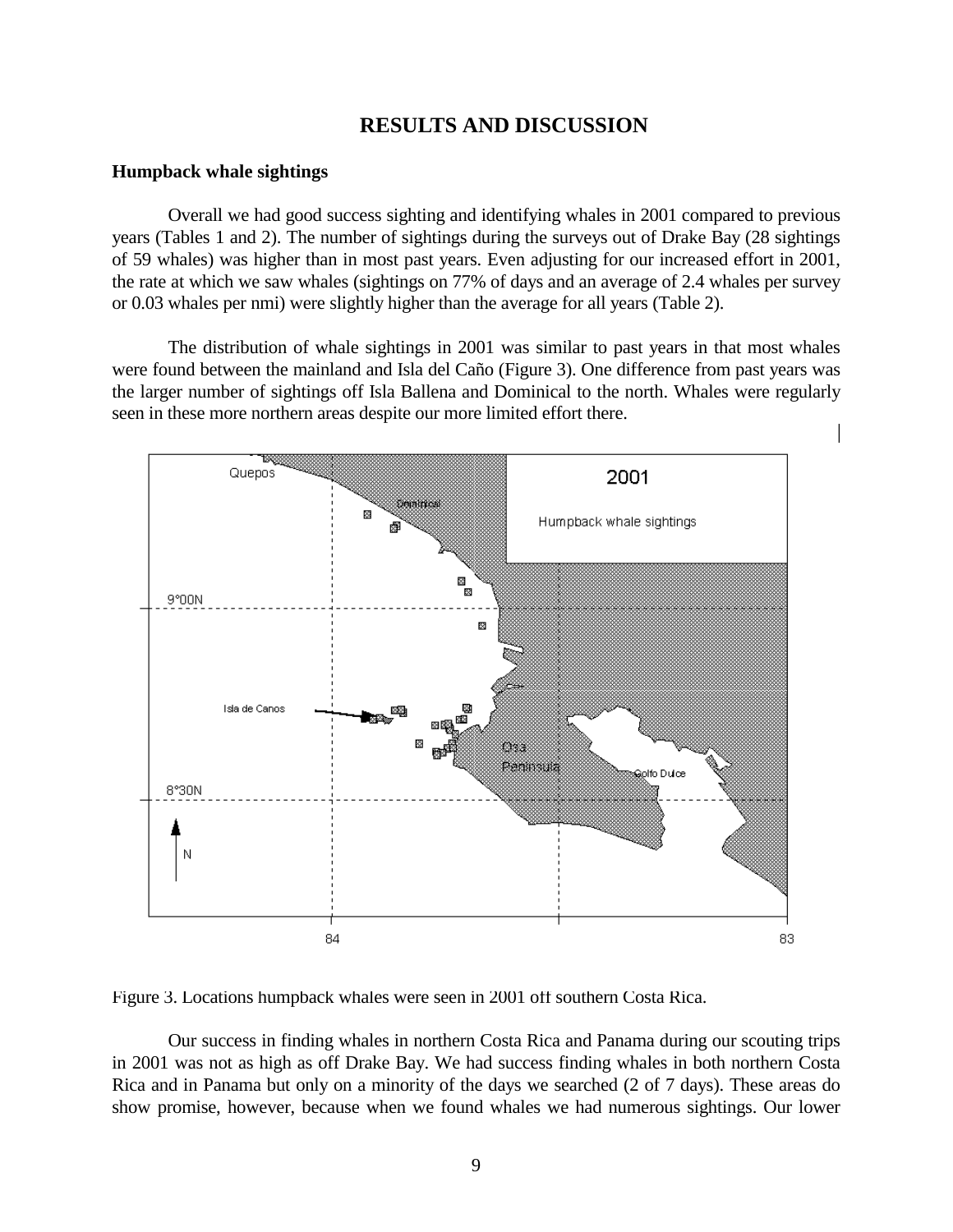# RESULTS AND DISCUSSION

### Humpback whale sightings

Overall we had good success sighting and identifying whales in 2001 compared to previous years (Tables 1 and 2). The number of sightings during the surveys out of Drake Bay (28 sightings of 59 whales) was higher than in most past years. Even adjusting for our increased effort in 2001, the rate at which we saw whales (sightings on 77% of days and an average of 2.4 whales per survey or 0.03 whales per nmi) were slightly higher than the average for all years (Table 2).

The distribution of whale sightings in 2001 was similar to past years in that most whales were found between the mainland and Isla del Caño (Figure 3). One difference from past years was the larger number of sightings off Isla Ballena and Dominical to the north. Whales were regularly seen in these more northern areas despite our more limited effort there.

2001

Humpback whale sightings

Quepos

Dominical

9°00N

Isla de Canos

Osa Peninsula

Golfo Dulce

8°30N

N

84

83

Figure 3. Locations humpback whales were seen in 2001 off southern Costa Rica.

Our success in finding whales in northern Costa Rica and Panama during our scouting trips in 2001 was not as high as off Drake Bay. We had success finding whales in both northern Costa Rica and in Panama but only on a minority of the days we searched (2 of 7 days). These areas do show promise, however, because when we found whales we had numerous sightings. Our lower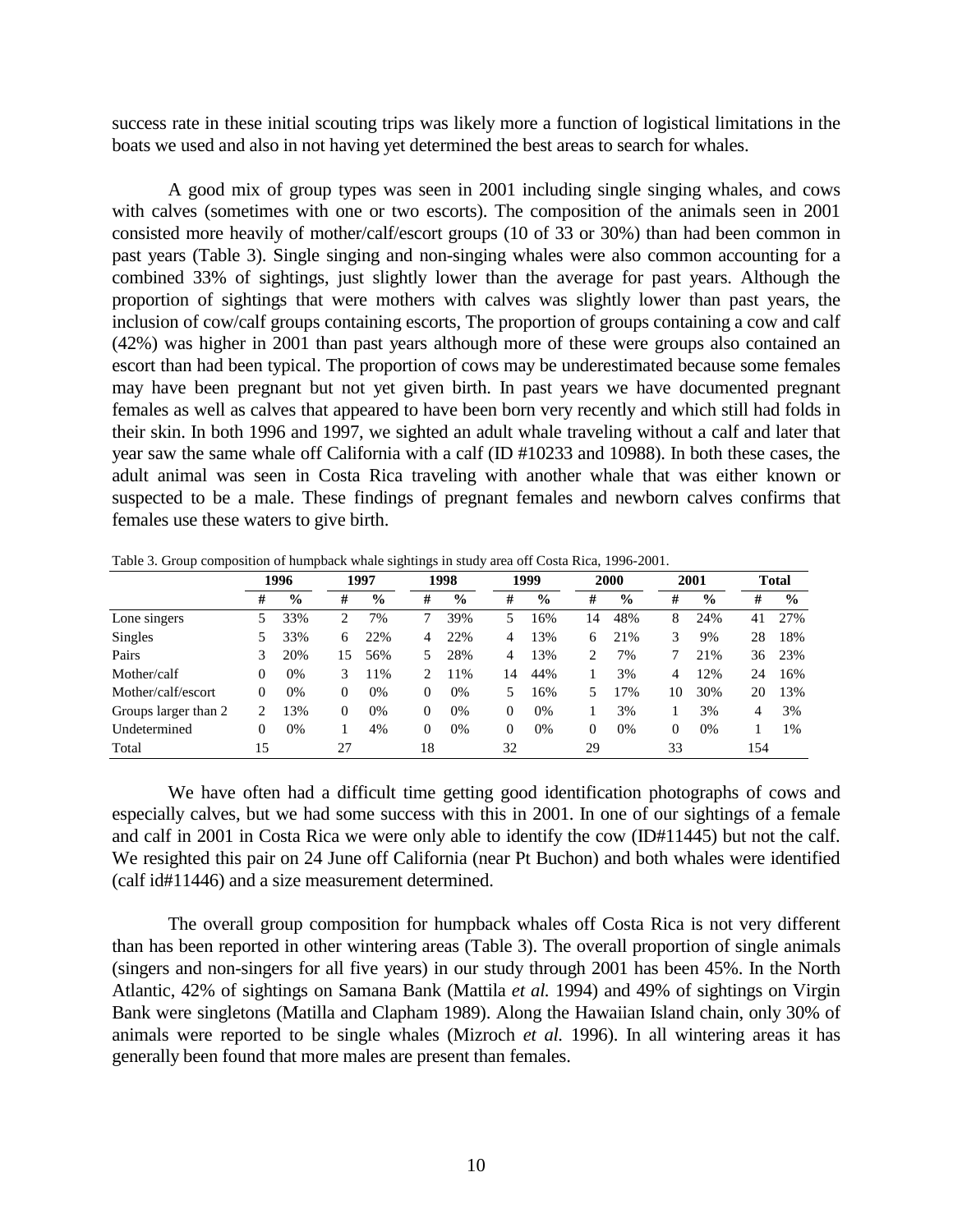success rate in these initial scouting trips was likely more a function of logistical limitations in the boats we used and also in not having yet determined the best areas to search for whales.

A good mix of group types was seen in 2001 including single singing whales, and cows with calves (sometimes with one or two escorts). The composition of the animals seen in 2001 consisted more heavily of mother/calf/escort groups (10 of 33 or 30%) than had been common in past years (Table 3). Single singing and non-singing whales were also common accounting for a combined 33% of sightings, just slightly lower than the average for past years. Although the proportion of sightings that were mothers with calves was slightly lower than past years, the inclusion of cow/calf groups containing escorts, The proportion of groups containing a cow and calf (42%) was higher in 2001 than past years although more of these were groups also contained an escort than had been typical. The proportion of cows may be underestimated because some females may have been pregnant but not yet given birth. In past years we have documented pregnant females as well as calves that appeared to have been born very recently and which still had folds in their skin. In both 1996 and 1997, we sighted an adult whale traveling without a calf and later that year saw the same whale off California with a calf (ID #10233 and 10988). In both these cases, the adult animal was seen in Costa Rica traveling with another whale that was either known or suspected to be a male. These findings of pregnant females and newborn calves confirms that females use these waters to give birth.

Table 3. Group composition of humpback whale sightings in study area off Costa Rica, 1996-2001.

| | 1996 | | 1997 | | 1998 | | 1999 | | 2000 | | 2001 | | Total | |
|---|---|---|---|---|---|---|---|---|---|---|---|---|---|---|
| | # | % | # | % | # | % | # | % | # | % | # | % | # | % |
| Lone singers | 5 | 33% | 2 | 7% | 7 | 39% | 5 | 16% | 14 | 48% | 8 | 24% | 41 | 27% |
| Singles | 5 | 33% | 6 | 22% | 4 | 22% | 4 | 13% | 6 | 21% | 3 | 9% | 28 | 18% |
| Pairs | 3 | 20% | 15 | 56% | 5 | 28% | 4 | 13% | 2 | 7% | 7 | 21% | 36 | 23% |
| Mother/calf | 0 | 0% | 3 | 11% | 2 | 11% | 14 | 44% | 1 | 3% | 4 | 12% | 24 | 16% |
| Mother/calf/escort | 0 | 0% | 0 | 0% | 0 | 0% | 5 | 16% | 5 | 17% | 10 | 30% | 20 | 13% |
| Groups larger than 2 | 2 | 13% | 0 | 0% | 0 | 0% | 0 | 0% | 1 | 3% | 1 | 3% | 4 | 3% |
| Undetermined | 0 | 0% | 1 | 4% | 0 | 0% | 0 | 0% | 0 | 0% | 0 | 0% | 1 | 1% |
| Total | 15 | | 27 | | 18 | | 32 | | 29 | | 33 | | 154 | |

We have often had a difficult time getting good identification photographs of cows and especially calves, but we had some success with this in 2001. In one of our sightings of a female and calf in 2001 in Costa Rica we were only able to identify the cow (ID#11445) but not the calf. We resighted this pair on 24 June off California (near Pt Buchon) and both whales were identified (calf id#11446) and a size measurement determined.

The overall group composition for humpback whales off Costa Rica is not very different than has been reported in other wintering areas (Table 3). The overall proportion of single animals (singers and non-singers for all five years) in our study through 2001 has been 45%. In the North Atlantic, 42% of sightings on Samana Bank (Mattila *et al.* 1994) and 49% of sightings on Virgin Bank were singletons (Matilla and Clapham 1989). Along the Hawaiian Island chain, only 30% of animals were reported to be single whales (Mizroch *et al.* 1996). In all wintering areas it has generally been found that more males are present than females.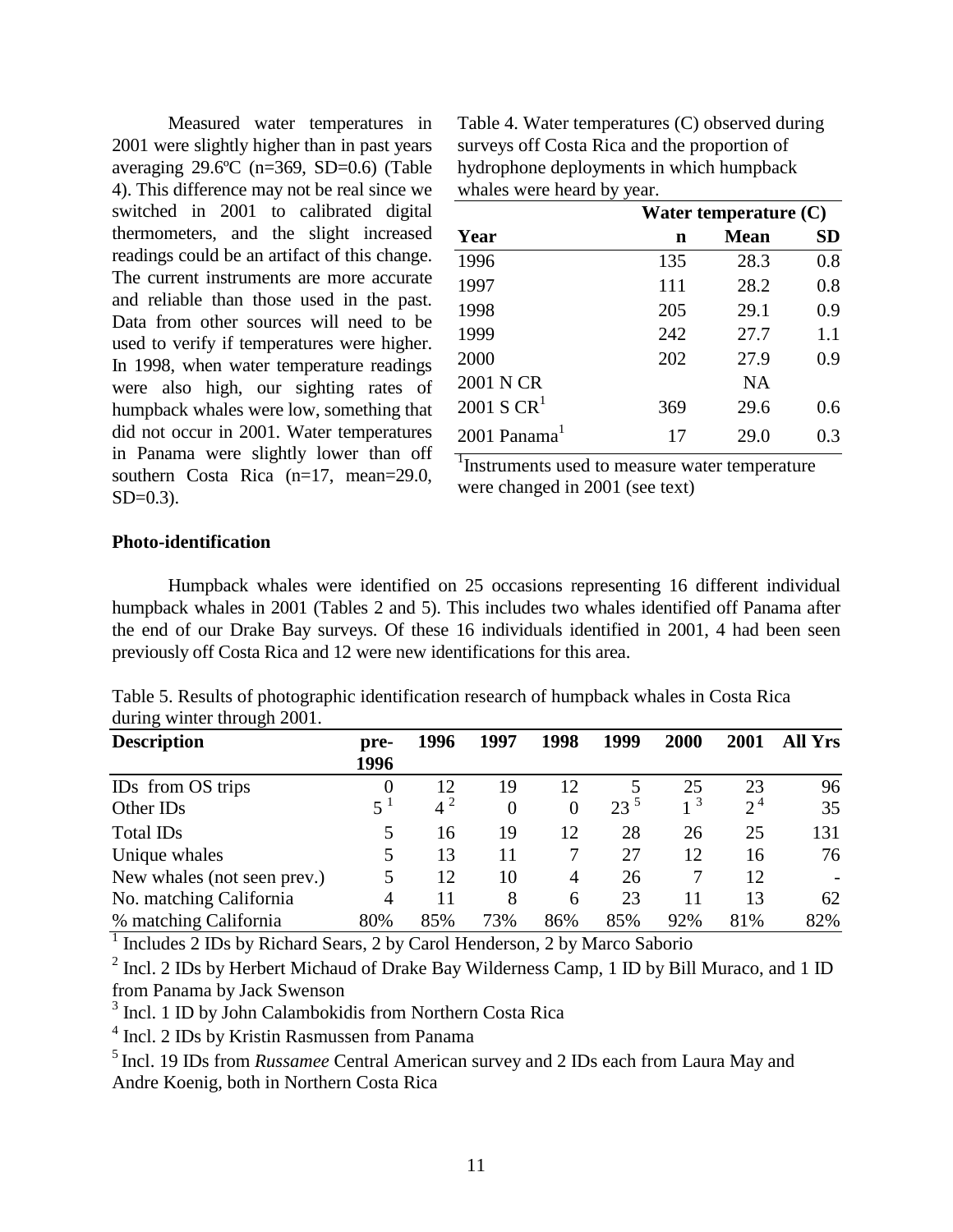Measured water temperatures in 2001 were slightly higher than in past years averaging 29.6ºC (n=369, SD=0.6) (Table 4). This difference may not be real since we switched in 2001 to calibrated digital thermometers, and the slight increased readings could be an artifact of this change. The current instruments are more accurate and reliable than those used in the past. Data from other sources will need to be used to verify if temperatures were higher. In 1998, when water temperature readings were also high, our sighting rates of humpback whales were low, something that did not occur in 2001. Water temperatures in Panama were slightly lower than off southern Costa Rica (n=17, mean=29.0, SD=0.3).

Table 4. Water temperatures (C) observed during surveys off Costa Rica and the proportion of hydrophone deployments in which humpback whales were heard by year.

| | Water temperature (C) | | |
|---|---|---|---|
| **Year** | **n** | **Mean** | **SD** |
| 1996 | 135 | 28.3 | 0.8 |
| 1997 | 111 | 28.2 | 0.8 |
| 1998 | 205 | 29.1 | 0.9 |
| 1999 | 242 | 27.7 | 1.1 |
| 2000 | 202 | 27.9 | 0.9 |
| 2001 N CR | | NA | |
| 2001 S CR[1] | 369 | 29.6 | 0.6 |
| 2001 Panama[1] | 17 | 29.0 | 0.3 |

[1]Instruments used to measure water temperature were changed in 2001 (see text)

**Photo-identification**

Humpback whales were identified on 25 occasions representing 16 different individual humpback whales in 2001 (Tables 2 and 5). This includes two whales identified off Panama after the end of our Drake Bay surveys. Of these 16 individuals identified in 2001, 4 had been seen previously off Costa Rica and 12 were new identifications for this area.

Table 5. Results of photographic identification research of humpback whales in Costa Rica during winter through 2001.

| **Description** | **pre-1996** | **1996** | **1997** | **1998** | **1999** | **2000** | **2001** | **All Yrs** |
|---|---|---|---|---|---|---|---|---|
| IDs from OS trips | 0 | 12 | 19 | 12 | 5 | 25 | 23 | 96 |
| Other IDs | 5 [1] | 4 [2] | 0 | 0 | 23 [5] | 1 [3] | 2 [4] | 35 |
| Total IDs | 5 | 16 | 19 | 12 | 28 | 26 | 25 | 131 |
| Unique whales | 5 | 13 | 11 | 7 | 27 | 12 | 16 | 76 |
| New whales (not seen prev.) | 5 | 12 | 10 | 4 | 26 | 7 | 12 | - |
| No. matching California | 4 | 11 | 8 | 6 | 23 | 11 | 13 | 62 |
| % matching California | 80% | 85% | 73% | 86% | 85% | 92% | 81% | 82% |

[1] Includes 2 IDs by Richard Sears, 2 by Carol Henderson, 2 by Marco Saborio

[2] Incl. 2 IDs by Herbert Michaud of Drake Bay Wilderness Camp, 1 ID by Bill Muraco, and 1 ID from Panama by Jack Swenson

[3] Incl. 1 ID by John Calambokidis from Northern Costa Rica

[4] Incl. 2 IDs by Kristin Rasmussen from Panama

[5] Incl. 19 IDs from *Russamee* Central American survey and 2 IDs each from Laura May and Andre Koenig, both in Northern Costa Rica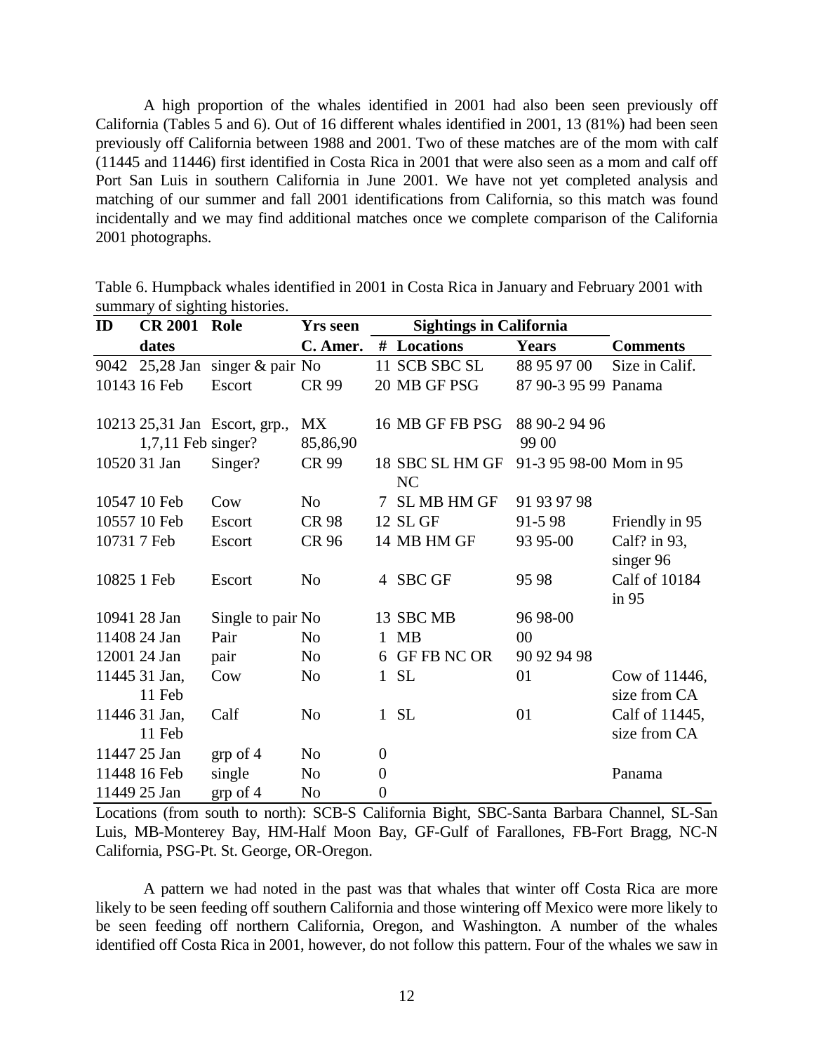A high proportion of the whales identified in 2001 had also been seen previously off California (Tables 5 and 6). Out of 16 different whales identified in 2001, 13 (81%) had been seen previously off California between 1988 and 2001. Two of these matches are of the mom with calf (11445 and 11446) first identified in Costa Rica in 2001 that were also seen as a mom and calf off Port San Luis in southern California in June 2001. We have not yet completed analysis and matching of our summer and fall 2001 identifications from California, so this match was found incidentally and we may find additional matches once we complete comparison of the California 2001 photographs.

Table 6. Humpback whales identified in 2001 in Costa Rica in January and February 2001 with summary of sighting histories.

| ID | CR 2001 dates | Role | Yrs seen C. Amer. | Sightings in California # | Locations | Years | Comments |
|---|---|---|---|---|---|---|---|
| 9042 | 25,28 Jan | singer & pair | No | 11 | SCB SBC SL | 88 95 97 00 | Size in Calif. |
| 10143 | 16 Feb | Escort | CR 99 | 20 | MB GF PSG | 87 90-3 95 99 | Panama |
| 10213 | 25,31 Jan 1,7,11 Feb | Escort, grp., singer? | MX 85,86,90 | 16 | MB GF FB PSG | 88 90-2 94 96 99 00 | |
| 10520 | 31 Jan | Singer? | CR 99 | 18 | SBC SL HM GF NC | 91-3 95 98-00 | Mom in 95 |
| 10547 | 10 Feb | Cow | No | 7 | SL MB HM GF | 91 93 97 98 | |
| 10557 | 10 Feb | Escort | CR 98 | 12 | SL GF | 91-5 98 | Friendly in 95 |
| 10731 | 7 Feb | Escort | CR 96 | 14 | MB HM GF | 93 95-00 | Calf? in 93, singer 96 |
| 10825 | 1 Feb | Escort | No | 4 | SBC GF | 95 98 | Calf of 10184 in 95 |
| 10941 | 28 Jan | Single to pair | No | 13 | SBC MB | 96 98-00 | |
| 11408 | 24 Jan | Pair | No | 1 | MB | 00 | |
| 12001 | 24 Jan | pair | No | 6 | GF FB NC OR | 90 92 94 98 | |
| 11445 | 31 Jan, 11 Feb | Cow | No | 1 | SL | 01 | Cow of 11446, size from CA |
| 11446 | 31 Jan, 11 Feb | Calf | No | 1 | SL | 01 | Calf of 11445, size from CA |
| 11447 | 25 Jan | grp of 4 | No | 0 | | | |
| 11448 | 16 Feb | single | No | 0 | | | Panama |
| 11449 | 25 Jan | grp of 4 | No | 0 | | | |

Locations (from south to north): SCB-S California Bight, SBC-Santa Barbara Channel, SL-San Luis, MB-Monterey Bay, HM-Half Moon Bay, GF-Gulf of Farallones, FB-Fort Bragg, NC-N California, PSG-Pt. St. George, OR-Oregon.

A pattern we had noted in the past was that whales that winter off Costa Rica are more likely to be seen feeding off southern California and those wintering off Mexico were more likely to be seen feeding off northern California, Oregon, and Washington. A number of the whales identified off Costa Rica in 2001, however, do not follow this pattern. Four of the whales we saw in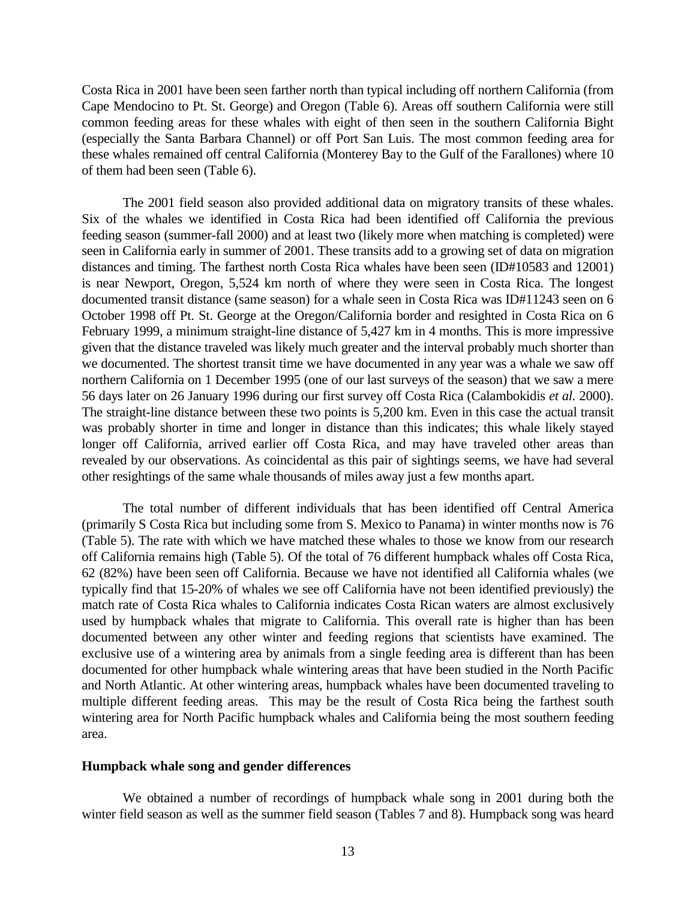Costa Rica in 2001 have been seen farther north than typical including off northern California (from Cape Mendocino to Pt. St. George) and Oregon (Table 6). Areas off southern California were still common feeding areas for these whales with eight of then seen in the southern California Bight (especially the Santa Barbara Channel) or off Port San Luis. The most common feeding area for these whales remained off central California (Monterey Bay to the Gulf of the Farallones) where 10 of them had been seen (Table 6).

The 2001 field season also provided additional data on migratory transits of these whales. Six of the whales we identified in Costa Rica had been identified off California the previous feeding season (summer-fall 2000) and at least two (likely more when matching is completed) were seen in California early in summer of 2001. These transits add to a growing set of data on migration distances and timing. The farthest north Costa Rica whales have been seen (ID#10583 and 12001) is near Newport, Oregon, 5,524 km north of where they were seen in Costa Rica. The longest documented transit distance (same season) for a whale seen in Costa Rica was ID#11243 seen on 6 October 1998 off Pt. St. George at the Oregon/California border and resighted in Costa Rica on 6 February 1999, a minimum straight-line distance of 5,427 km in 4 months. This is more impressive given that the distance traveled was likely much greater and the interval probably much shorter than we documented. The shortest transit time we have documented in any year was a whale we saw off northern California on 1 December 1995 (one of our last surveys of the season) that we saw a mere 56 days later on 26 January 1996 during our first survey off Costa Rica (Calambokidis *et al.* 2000). The straight-line distance between these two points is 5,200 km. Even in this case the actual transit was probably shorter in time and longer in distance than this indicates; this whale likely stayed longer off California, arrived earlier off Costa Rica, and may have traveled other areas than revealed by our observations. As coincidental as this pair of sightings seems, we have had several other resightings of the same whale thousands of miles away just a few months apart.

The total number of different individuals that has been identified off Central America (primarily S Costa Rica but including some from S. Mexico to Panama) in winter months now is 76 (Table 5). The rate with which we have matched these whales to those we know from our research off California remains high (Table 5). Of the total of 76 different humpback whales off Costa Rica, 62 (82%) have been seen off California. Because we have not identified all California whales (we typically find that 15-20% of whales we see off California have not been identified previously) the match rate of Costa Rica whales to California indicates Costa Rican waters are almost exclusively used by humpback whales that migrate to California. This overall rate is higher than has been documented between any other winter and feeding regions that scientists have examined. The exclusive use of a wintering area by animals from a single feeding area is different than has been documented for other humpback whale wintering areas that have been studied in the North Pacific and North Atlantic. At other wintering areas, humpback whales have been documented traveling to multiple different feeding areas. This may be the result of Costa Rica being the farthest south wintering area for North Pacific humpback whales and California being the most southern feeding area.

**Humpback whale song and gender differences**

We obtained a number of recordings of humpback whale song in 2001 during both the winter field season as well as the summer field season (Tables 7 and 8). Humpback song was heard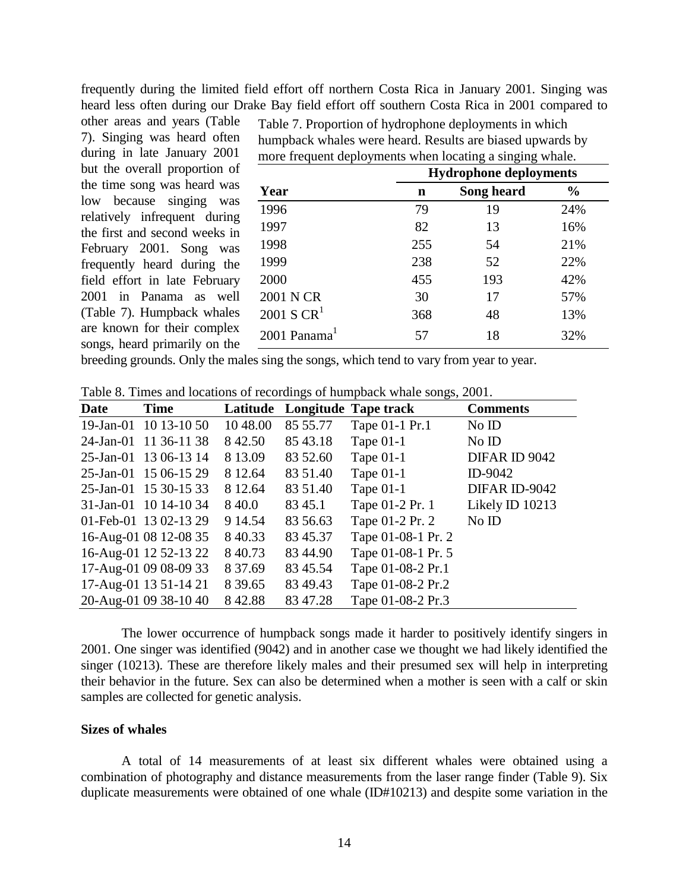frequently during the limited field effort off northern Costa Rica in January 2001. Singing was heard less often during our Drake Bay field effort off southern Costa Rica in 2001 compared to other areas and years (Table 7). Singing was heard often during in late January 2001 but the overall proportion of the time song was heard was low because singing was relatively infrequent during the first and second weeks in February 2001. Song was frequently heard during the field effort in late February 2001 in Panama as well (Table 7). Humpback whales are known for their complex songs, heard primarily on the breeding grounds. Only the males sing the songs, which tend to vary from year to year.

Table 7. Proportion of hydrophone deployments in which humpback whales were heard. Results are biased upwards by more frequent deployments when locating a singing whale.

| | Hydrophone deployments | | |
|---|---|---|---|
| **Year** | **n** | **Song heard** | **%** |
| 1996 | 79 | 19 | 24% |
| 1997 | 82 | 13 | 16% |
| 1998 | 255 | 54 | 21% |
| 1999 | 238 | 52 | 22% |
| 2000 | 455 | 193 | 42% |
| 2001 N CR | 30 | 17 | 57% |
| 2001 S CR[1] | 368 | 48 | 13% |
| 2001 Panama[1] | 57 | 18 | 32% |

Table 8. Times and locations of recordings of humpback whale songs, 2001.

| Date | Time | Latitude | Longitude | Tape track | Comments |
|---|---|---|---|---|---|
| 19-Jan-01 | 10 13-10 50 | 10 48.00 | 85 55.77 | Tape 01-1 Pr.1 | No ID |
| 24-Jan-01 | 11 36-11 38 | 8 42.50 | 85 43.18 | Tape 01-1 | No ID |
| 25-Jan-01 | 13 06-13 14 | 8 13.09 | 83 52.60 | Tape 01-1 | DIFAR ID 9042 |
| 25-Jan-01 | 15 06-15 29 | 8 12.64 | 83 51.40 | Tape 01-1 | ID-9042 |
| 25-Jan-01 | 15 30-15 33 | 8 12.64 | 83 51.40 | Tape 01-1 | DIFAR ID-9042 |
| 31-Jan-01 | 10 14-10 34 | 8 40.0 | 83 45.1 | Tape 01-2 Pr. 1 | Likely ID 10213 |
| 01-Feb-01 | 13 02-13 29 | 9 14.54 | 83 56.63 | Tape 01-2 Pr. 2 | No ID |
| 16-Aug-01 | 08 12-08 35 | 8 40.33 | 83 45.37 | Tape 01-08-1 Pr. 2 | |
| 16-Aug-01 | 12 52-13 22 | 8 40.73 | 83 44.90 | Tape 01-08-1 Pr. 5 | |
| 17-Aug-01 | 09 08-09 33 | 8 37.69 | 83 45.54 | Tape 01-08-2 Pr.1 | |
| 17-Aug-01 | 13 51-14 21 | 8 39.65 | 83 49.43 | Tape 01-08-2 Pr.2 | |
| 20-Aug-01 | 09 38-10 40 | 8 42.88 | 83 47.28 | Tape 01-08-2 Pr.3 | |

The lower occurrence of humpback songs made it harder to positively identify singers in 2001. One singer was identified (9042) and in another case we thought we had likely identified the singer (10213). These are therefore likely males and their presumed sex will help in interpreting their behavior in the future. Sex can also be determined when a mother is seen with a calf or skin samples are collected for genetic analysis.

### Sizes of whales

A total of 14 measurements of at least six different whales were obtained using a combination of photography and distance measurements from the laser range finder (Table 9). Six duplicate measurements were obtained of one whale (ID#10213) and despite some variation in the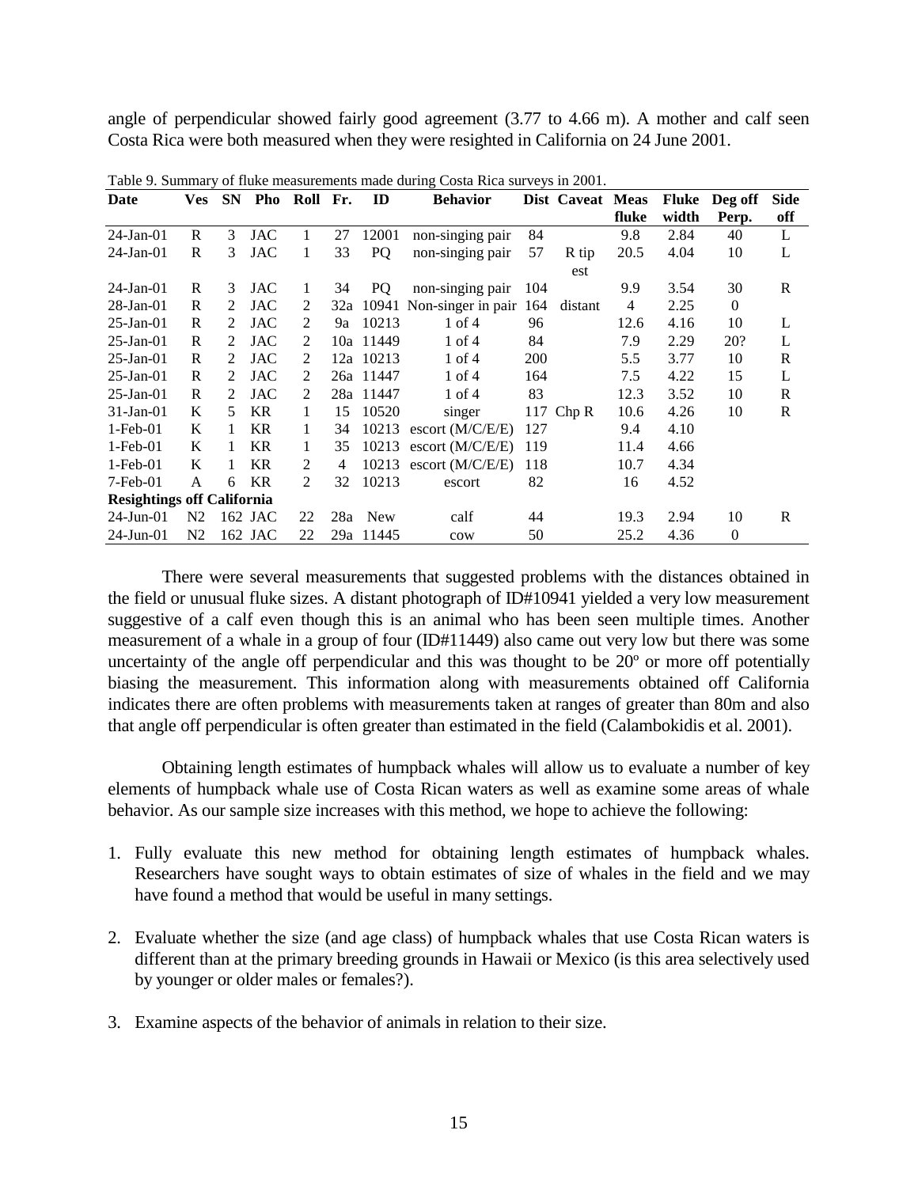angle of perpendicular showed fairly good agreement (3.77 to 4.66 m). A mother and calf seen Costa Rica were both measured when they were resighted in California on 24 June 2001.

Table 9. Summary of fluke measurements made during Costa Rica surveys in 2001.

| Date | Ves | SN | Pho | Roll | Fr. | ID | Behavior | Dist | Caveat | Meas fluke | Fluke width | Deg off Perp. | Side off |
|---|---|---|---|---|---|---|---|---|---|---|---|---|---|
| 24-Jan-01 | R | 3 | JAC | 1 | 27 | 12001 | non-singing pair | 84 | | 9.8 | 2.84 | 40 | L |
| 24-Jan-01 | R | 3 | JAC | 1 | 33 | PQ | non-singing pair | 57 | R tip est | 20.5 | 4.04 | 10 | L |
| 24-Jan-01 | R | 3 | JAC | 1 | 34 | PQ | non-singing pair | 104 | | 9.9 | 3.54 | 30 | R |
| 28-Jan-01 | R | 2 | JAC | 2 | 32a | 10941 | Non-singer in pair | 164 | distant | 4 | 2.25 | 0 | |
| 25-Jan-01 | R | 2 | JAC | 2 | 9a | 10213 | 1 of 4 | 96 | | 12.6 | 4.16 | 10 | L |
| 25-Jan-01 | R | 2 | JAC | 2 | 10a | 11449 | 1 of 4 | 84 | | 7.9 | 2.29 | 20? | L |
| 25-Jan-01 | R | 2 | JAC | 2 | 12a | 10213 | 1 of 4 | 200 | | 5.5 | 3.77 | 10 | R |
| 25-Jan-01 | R | 2 | JAC | 2 | 26a | 11447 | 1 of 4 | 164 | | 7.5 | 4.22 | 15 | L |
| 25-Jan-01 | R | 2 | JAC | 2 | 28a | 11447 | 1 of 4 | 83 | | 12.3 | 3.52 | 10 | R |
| 31-Jan-01 | K | 5 | KR | 1 | 15 | 10520 | singer | 117 | Chp R | 10.6 | 4.26 | 10 | R |
| 1-Feb-01 | K | 1 | KR | 1 | 34 | 10213 | escort (M/C/E/E) | 127 | | 9.4 | 4.10 | | |
| 1-Feb-01 | K | 1 | KR | 1 | 35 | 10213 | escort (M/C/E/E) | 119 | | 11.4 | 4.66 | | |
| 1-Feb-01 | K | 1 | KR | 2 | 4 | 10213 | escort (M/C/E/E) | 118 | | 10.7 | 4.34 | | |
| 7-Feb-01 | A | 6 | KR | 2 | 32 | 10213 | escort | 82 | | 16 | 4.52 | | |
| **Resightings off California** | | | | | | | | | | | | | |
| 24-Jun-01 | N2 | 162 | JAC | 22 | 28a | New | calf | 44 | | 19.3 | 2.94 | 10 | R |
| 24-Jun-01 | N2 | 162 | JAC | 22 | 29a | 11445 | cow | 50 | | 25.2 | 4.36 | 0 | |

There were several measurements that suggested problems with the distances obtained in the field or unusual fluke sizes. A distant photograph of ID#10941 yielded a very low measurement suggestive of a calf even though this is an animal who has been seen multiple times. Another measurement of a whale in a group of four (ID#11449) also came out very low but there was some uncertainty of the angle off perpendicular and this was thought to be 20º or more off potentially biasing the measurement. This information along with measurements obtained off California indicates there are often problems with measurements taken at ranges of greater than 80m and also that angle off perpendicular is often greater than estimated in the field (Calambokidis et al. 2001).

Obtaining length estimates of humpback whales will allow us to evaluate a number of key elements of humpback whale use of Costa Rican waters as well as examine some areas of whale behavior. As our sample size increases with this method, we hope to achieve the following:

1. Fully evaluate this new method for obtaining length estimates of humpback whales. Researchers have sought ways to obtain estimates of size of whales in the field and we may have found a method that would be useful in many settings.

2. Evaluate whether the size (and age class) of humpback whales that use Costa Rican waters is different than at the primary breeding grounds in Hawaii or Mexico (is this area selectively used by younger or older males or females?).

3. Examine aspects of the behavior of animals in relation to their size.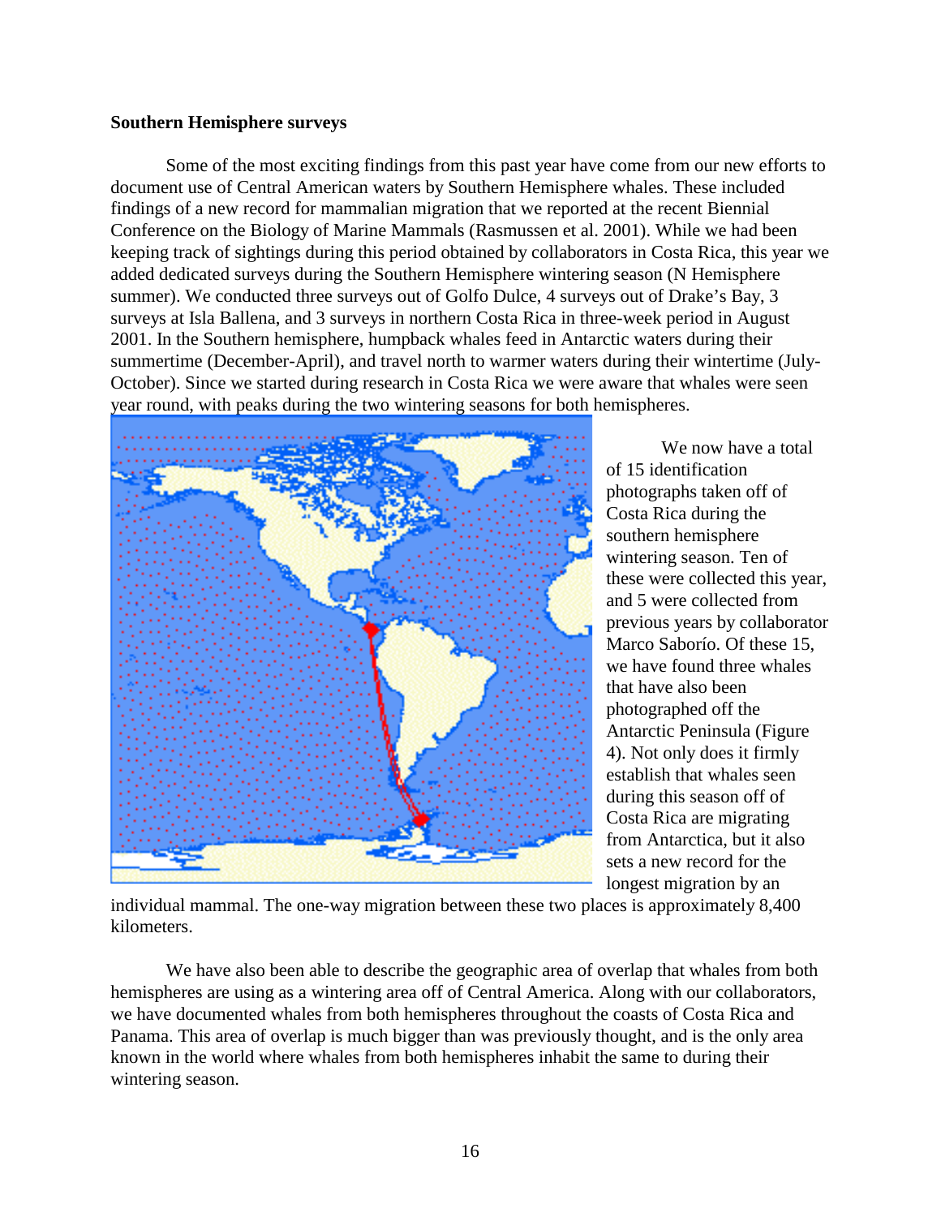**Southern Hemisphere surveys**

Some of the most exciting findings from this past year have come from our new efforts to document use of Central American waters by Southern Hemisphere whales. These included findings of a new record for mammalian migration that we reported at the recent Biennial Conference on the Biology of Marine Mammals (Rasmussen et al. 2001). While we had been keeping track of sightings during this period obtained by collaborators in Costa Rica, this year we added dedicated surveys during the Southern Hemisphere wintering season (N Hemisphere summer). We conducted three surveys out of Golfo Dulce, 4 surveys out of Drake's Bay, 3 surveys at Isla Ballena, and 3 surveys in northern Costa Rica in three-week period in August 2001. In the Southern hemisphere, humpback whales feed in Antarctic waters during their summertime (December-April), and travel north to warmer waters during their wintertime (July-October). Since we started during research in Costa Rica we were aware that whales were seen year round, with peaks during the two wintering seasons for both hemispheres.

We now have a total of 15 identification photographs taken off of Costa Rica during the southern hemisphere wintering season. Ten of these were collected this year, and 5 were collected from previous years by collaborator Marco Saborío. Of these 15, we have found three whales that have also been photographed off the Antarctic Peninsula (Figure 4). Not only does it firmly establish that whales seen during this season off of Costa Rica are migrating from Antarctica, but it also sets a new record for the longest migration by an individual mammal. The one-way migration between these two places is approximately 8,400 kilometers.

We have also been able to describe the geographic area of overlap that whales from both hemispheres are using as a wintering area off of Central America. Along with our collaborators, we have documented whales from both hemispheres throughout the coasts of Costa Rica and Panama. This area of overlap is much bigger than was previously thought, and is the only area known in the world where whales from both hemispheres inhabit the same to during their wintering season.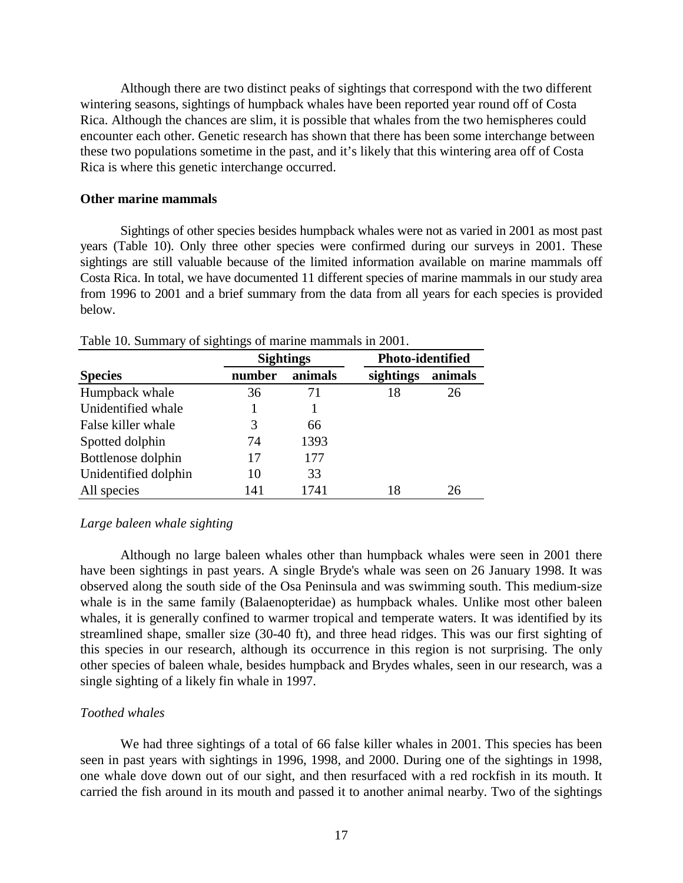Although there are two distinct peaks of sightings that correspond with the two different wintering seasons, sightings of humpback whales have been reported year round off of Costa Rica. Although the chances are slim, it is possible that whales from the two hemispheres could encounter each other. Genetic research has shown that there has been some interchange between these two populations sometime in the past, and it's likely that this wintering area off of Costa Rica is where this genetic interchange occurred.

**Other marine mammals**

Sightings of other species besides humpback whales were not as varied in 2001 as most past years (Table 10). Only three other species were confirmed during our surveys in 2001. These sightings are still valuable because of the limited information available on marine mammals off Costa Rica. In total, we have documented 11 different species of marine mammals in our study area from 1996 to 2001 and a brief summary from the data from all years for each species is provided below.

Table 10. Summary of sightings of marine mammals in 2001.

| | Sightings | | Photo-identified | |
|---|---|---|---|---|
| **Species** | **number** | **animals** | **sightings** | **animals** |
| Humpback whale | 36 | 71 | 18 | 26 |
| Unidentified whale | 1 | 1 | | |
| False killer whale | 3 | 66 | | |
| Spotted dolphin | 74 | 1393 | | |
| Bottlenose dolphin | 17 | 177 | | |
| Unidentified dolphin | 10 | 33 | | |
| All species | 141 | 1741 | 18 | 26 |

*Large baleen whale sighting*

Although no large baleen whales other than humpback whales were seen in 2001 there have been sightings in past years. A single Bryde's whale was seen on 26 January 1998. It was observed along the south side of the Osa Peninsula and was swimming south. This medium-size whale is in the same family (Balaenopteridae) as humpback whales. Unlike most other baleen whales, it is generally confined to warmer tropical and temperate waters. It was identified by its streamlined shape, smaller size (30-40 ft), and three head ridges. This was our first sighting of this species in our research, although its occurrence in this region is not surprising. The only other species of baleen whale, besides humpback and Brydes whales, seen in our research, was a single sighting of a likely fin whale in 1997.

*Toothed whales*

We had three sightings of a total of 66 false killer whales in 2001. This species has been seen in past years with sightings in 1996, 1998, and 2000. During one of the sightings in 1998, one whale dove down out of our sight, and then resurfaced with a red rockfish in its mouth. It carried the fish around in its mouth and passed it to another animal nearby. Two of the sightings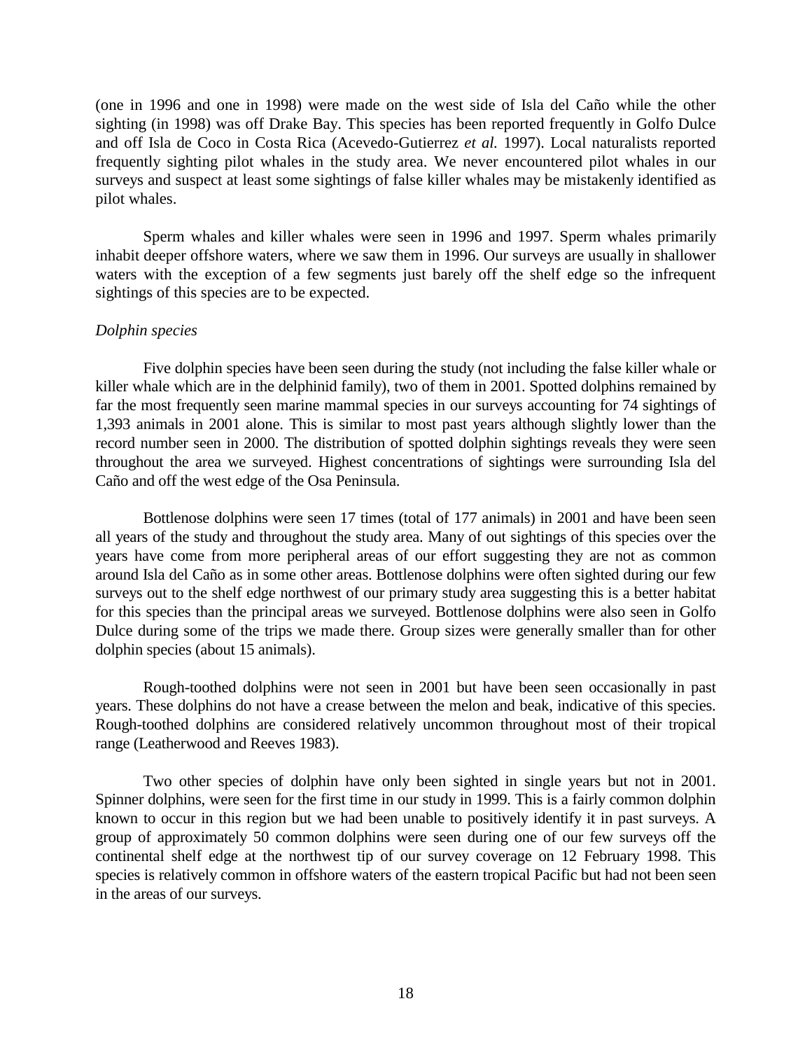(one in 1996 and one in 1998) were made on the west side of Isla del Caño while the other sighting (in 1998) was off Drake Bay. This species has been reported frequently in Golfo Dulce and off Isla de Coco in Costa Rica (Acevedo-Gutierrez *et al.* 1997). Local naturalists reported frequently sighting pilot whales in the study area. We never encountered pilot whales in our surveys and suspect at least some sightings of false killer whales may be mistakenly identified as pilot whales.

Sperm whales and killer whales were seen in 1996 and 1997. Sperm whales primarily inhabit deeper offshore waters, where we saw them in 1996. Our surveys are usually in shallower waters with the exception of a few segments just barely off the shelf edge so the infrequent sightings of this species are to be expected.

*Dolphin species*

Five dolphin species have been seen during the study (not including the false killer whale or killer whale which are in the delphinid family), two of them in 2001. Spotted dolphins remained by far the most frequently seen marine mammal species in our surveys accounting for 74 sightings of 1,393 animals in 2001 alone. This is similar to most past years although slightly lower than the record number seen in 2000. The distribution of spotted dolphin sightings reveals they were seen throughout the area we surveyed. Highest concentrations of sightings were surrounding Isla del Caño and off the west edge of the Osa Peninsula.

Bottlenose dolphins were seen 17 times (total of 177 animals) in 2001 and have been seen all years of the study and throughout the study area. Many of out sightings of this species over the years have come from more peripheral areas of our effort suggesting they are not as common around Isla del Caño as in some other areas. Bottlenose dolphins were often sighted during our few surveys out to the shelf edge northwest of our primary study area suggesting this is a better habitat for this species than the principal areas we surveyed. Bottlenose dolphins were also seen in Golfo Dulce during some of the trips we made there. Group sizes were generally smaller than for other dolphin species (about 15 animals).

Rough-toothed dolphins were not seen in 2001 but have been seen occasionally in past years. These dolphins do not have a crease between the melon and beak, indicative of this species. Rough-toothed dolphins are considered relatively uncommon throughout most of their tropical range (Leatherwood and Reeves 1983).

Two other species of dolphin have only been sighted in single years but not in 2001. Spinner dolphins, were seen for the first time in our study in 1999. This is a fairly common dolphin known to occur in this region but we had been unable to positively identify it in past surveys. A group of approximately 50 common dolphins were seen during one of our few surveys off the continental shelf edge at the northwest tip of our survey coverage on 12 February 1998. This species is relatively common in offshore waters of the eastern tropical Pacific but had not been seen in the areas of our surveys.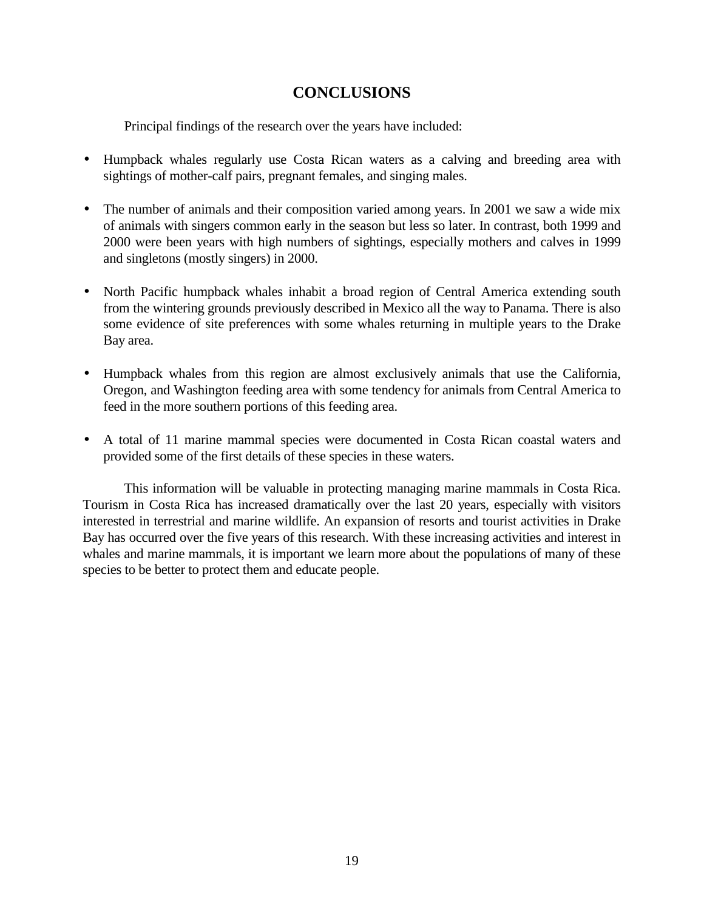## CONCLUSIONS

Principal findings of the research over the years have included:

- Humpback whales regularly use Costa Rican waters as a calving and breeding area with sightings of mother-calf pairs, pregnant females, and singing males.

- The number of animals and their composition varied among years. In 2001 we saw a wide mix of animals with singers common early in the season but less so later. In contrast, both 1999 and 2000 were been years with high numbers of sightings, especially mothers and calves in 1999 and singletons (mostly singers) in 2000.

- North Pacific humpback whales inhabit a broad region of Central America extending south from the wintering grounds previously described in Mexico all the way to Panama. There is also some evidence of site preferences with some whales returning in multiple years to the Drake Bay area.

- Humpback whales from this region are almost exclusively animals that use the California, Oregon, and Washington feeding area with some tendency for animals from Central America to feed in the more southern portions of this feeding area.

- A total of 11 marine mammal species were documented in Costa Rican coastal waters and provided some of the first details of these species in these waters.

This information will be valuable in protecting managing marine mammals in Costa Rica. Tourism in Costa Rica has increased dramatically over the last 20 years, especially with visitors interested in terrestrial and marine wildlife. An expansion of resorts and tourist activities in Drake Bay has occurred over the five years of this research. With these increasing activities and interest in whales and marine mammals, it is important we learn more about the populations of many of these species to be better to protect them and educate people.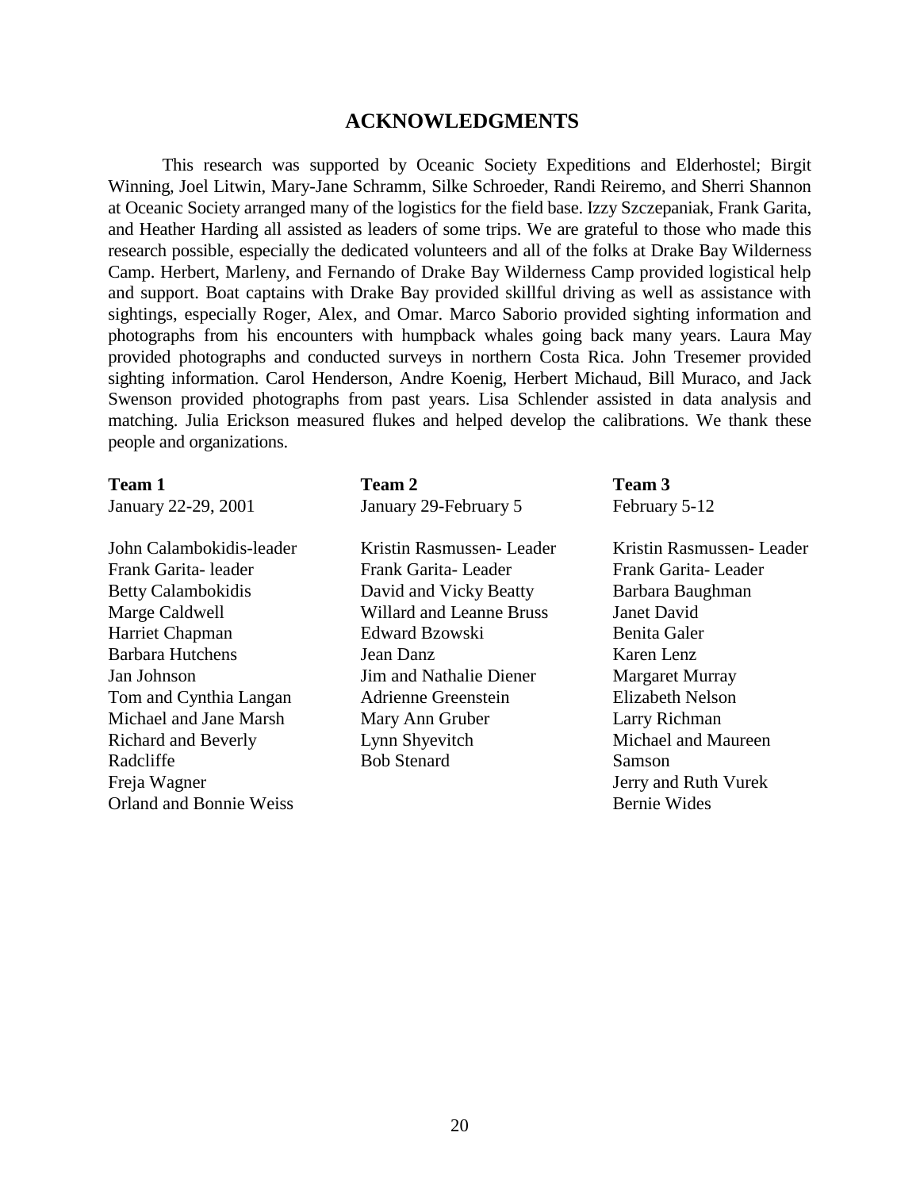## ACKNOWLEDGMENTS

This research was supported by Oceanic Society Expeditions and Elderhostel; Birgit Winning, Joel Litwin, Mary-Jane Schramm, Silke Schroeder, Randi Reiremo, and Sherri Shannon at Oceanic Society arranged many of the logistics for the field base. Izzy Szczepaniak, Frank Garita, and Heather Harding all assisted as leaders of some trips. We are grateful to those who made this research possible, especially the dedicated volunteers and all of the folks at Drake Bay Wilderness Camp. Herbert, Marleny, and Fernando of Drake Bay Wilderness Camp provided logistical help and support. Boat captains with Drake Bay provided skillful driving as well as assistance with sightings, especially Roger, Alex, and Omar. Marco Saborio provided sighting information and photographs from his encounters with humpback whales going back many years. Laura May provided photographs and conducted surveys in northern Costa Rica. John Tresemer provided sighting information. Carol Henderson, Andre Koenig, Herbert Michaud, Bill Muraco, and Jack Swenson provided photographs from past years. Lisa Schlender assisted in data analysis and matching. Julia Erickson measured flukes and helped develop the calibrations. We thank these people and organizations.

**Team 1**
January 22-29, 2001

John Calambokidis-leader
Frank Garita- leader
Betty Calambokidis
Marge Caldwell
Harriet Chapman
Barbara Hutchens
Jan Johnson
Tom and Cynthia Langan
Michael and Jane Marsh
Richard and Beverly Radcliffe
Freja Wagner
Orland and Bonnie Weiss

**Team 2**
January 29-February 5

Kristin Rasmussen- Leader
Frank Garita- Leader
David and Vicky Beatty
Willard and Leanne Bruss
Edward Bzowski
Jean Danz
Jim and Nathalie Diener
Adrienne Greenstein
Mary Ann Gruber
Lynn Shyevitch
Bob Stenard

**Team 3**
February 5-12

Kristin Rasmussen- Leader
Frank Garita- Leader
Barbara Baughman
Janet David
Benita Galer
Karen Lenz
Margaret Murray
Elizabeth Nelson
Larry Richman
Michael and Maureen Samson
Jerry and Ruth Vurek
Bernie Wides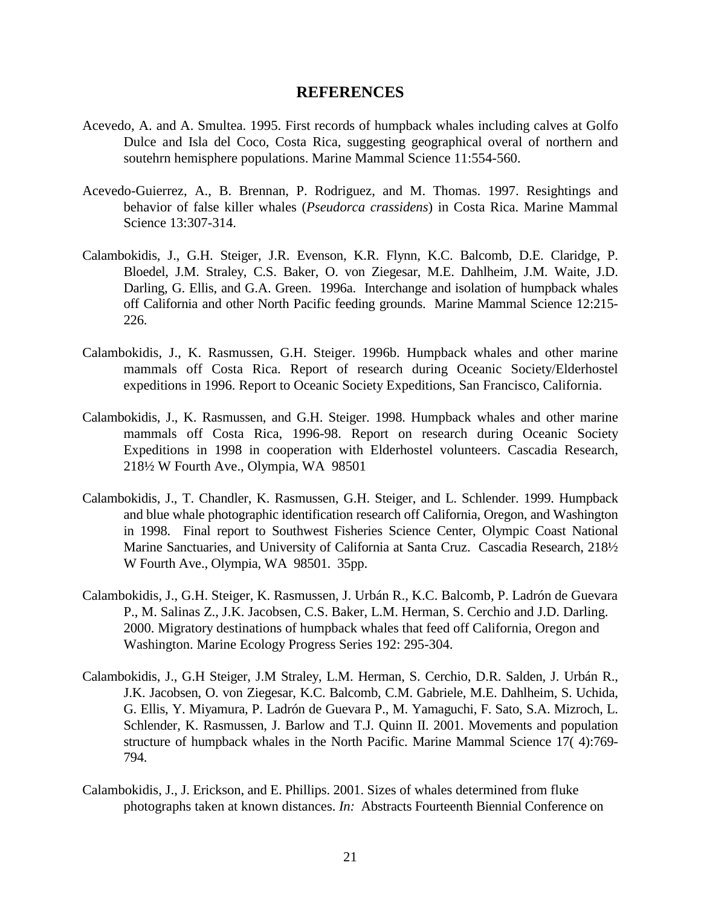## REFERENCES

Acevedo, A. and A. Smultea. 1995. First records of humpback whales including calves at Golfo Dulce and Isla del Coco, Costa Rica, suggesting geographical overal of northern and soutehrn hemisphere populations. Marine Mammal Science 11:554-560.

Acevedo-Guierrez, A., B. Brennan, P. Rodriguez, and M. Thomas. 1997. Resightings and behavior of false killer whales (*Pseudorca crassidens*) in Costa Rica. Marine Mammal Science 13:307-314.

Calambokidis, J., G.H. Steiger, J.R. Evenson, K.R. Flynn, K.C. Balcomb, D.E. Claridge, P. Bloedel, J.M. Straley, C.S. Baker, O. von Ziegesar, M.E. Dahlheim, J.M. Waite, J.D. Darling, G. Ellis, and G.A. Green. 1996a. Interchange and isolation of humpback whales off California and other North Pacific feeding grounds. Marine Mammal Science 12:215-226.

Calambokidis, J., K. Rasmussen, G.H. Steiger. 1996b. Humpback whales and other marine mammals off Costa Rica. Report of research during Oceanic Society/Elderhostel expeditions in 1996. Report to Oceanic Society Expeditions, San Francisco, California.

Calambokidis, J., K. Rasmussen, and G.H. Steiger. 1998. Humpback whales and other marine mammals off Costa Rica, 1996-98. Report on research during Oceanic Society Expeditions in 1998 in cooperation with Elderhostel volunteers. Cascadia Research, 218½ W Fourth Ave., Olympia, WA 98501

Calambokidis, J., T. Chandler, K. Rasmussen, G.H. Steiger, and L. Schlender. 1999. Humpback and blue whale photographic identification research off California, Oregon, and Washington in 1998. Final report to Southwest Fisheries Science Center, Olympic Coast National Marine Sanctuaries, and University of California at Santa Cruz. Cascadia Research, 218½ W Fourth Ave., Olympia, WA 98501. 35pp.

Calambokidis, J., G.H. Steiger, K. Rasmussen, J. Urbán R., K.C. Balcomb, P. Ladrón de Guevara P., M. Salinas Z., J.K. Jacobsen, C.S. Baker, L.M. Herman, S. Cerchio and J.D. Darling. 2000. Migratory destinations of humpback whales that feed off California, Oregon and Washington. Marine Ecology Progress Series 192: 295-304.

Calambokidis, J., G.H Steiger, J.M Straley, L.M. Herman, S. Cerchio, D.R. Salden, J. Urbán R., J.K. Jacobsen, O. von Ziegesar, K.C. Balcomb, C.M. Gabriele, M.E. Dahlheim, S. Uchida, G. Ellis, Y. Miyamura, P. Ladrón de Guevara P., M. Yamaguchi, F. Sato, S.A. Mizroch, L. Schlender, K. Rasmussen, J. Barlow and T.J. Quinn II. 2001. Movements and population structure of humpback whales in the North Pacific. Marine Mammal Science 17( 4):769-794.

Calambokidis, J., J. Erickson, and E. Phillips. 2001. Sizes of whales determined from fluke photographs taken at known distances. *In:* Abstracts Fourteenth Biennial Conference on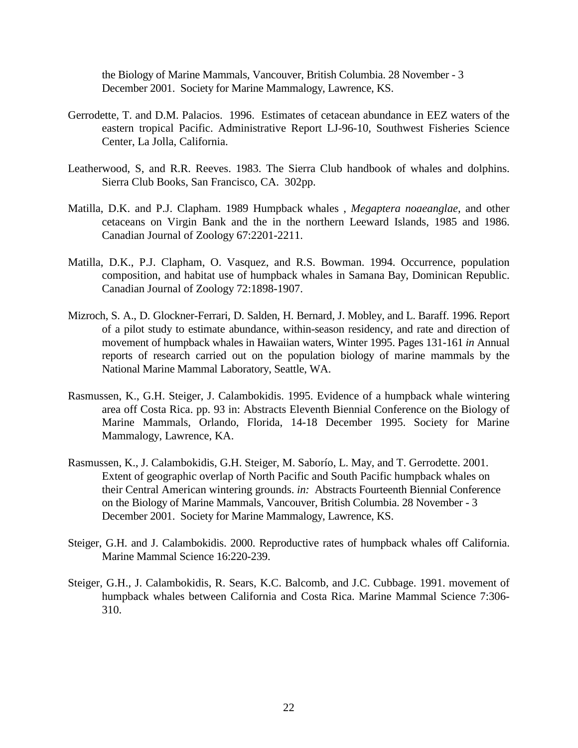the Biology of Marine Mammals, Vancouver, British Columbia. 28 November - 3 December 2001. Society for Marine Mammalogy, Lawrence, KS.

Gerrodette, T. and D.M. Palacios. 1996. Estimates of cetacean abundance in EEZ waters of the eastern tropical Pacific. Administrative Report LJ-96-10, Southwest Fisheries Science Center, La Jolla, California.

Leatherwood, S, and R.R. Reeves. 1983. The Sierra Club handbook of whales and dolphins. Sierra Club Books, San Francisco, CA. 302pp.

Matilla, D.K. and P.J. Clapham. 1989 Humpback whales , *Megaptera noaeanglae*, and other cetaceans on Virgin Bank and the in the northern Leeward Islands, 1985 and 1986. Canadian Journal of Zoology 67:2201-2211.

Matilla, D.K., P.J. Clapham, O. Vasquez, and R.S. Bowman. 1994. Occurrence, population composition, and habitat use of humpback whales in Samana Bay, Dominican Republic. Canadian Journal of Zoology 72:1898-1907.

Mizroch, S. A., D. Glockner-Ferrari, D. Salden, H. Bernard, J. Mobley, and L. Baraff. 1996. Report of a pilot study to estimate abundance, within-season residency, and rate and direction of movement of humpback whales in Hawaiian waters, Winter 1995. Pages 131-161 *in* Annual reports of research carried out on the population biology of marine mammals by the National Marine Mammal Laboratory, Seattle, WA.

Rasmussen, K., G.H. Steiger, J. Calambokidis. 1995. Evidence of a humpback whale wintering area off Costa Rica. pp. 93 in: Abstracts Eleventh Biennial Conference on the Biology of Marine Mammals, Orlando, Florida, 14-18 December 1995. Society for Marine Mammalogy, Lawrence, KA.

Rasmussen, K., J. Calambokidis, G.H. Steiger, M. Saborío, L. May, and T. Gerrodette. 2001. Extent of geographic overlap of North Pacific and South Pacific humpback whales on their Central American wintering grounds. *in:* Abstracts Fourteenth Biennial Conference on the Biology of Marine Mammals, Vancouver, British Columbia. 28 November - 3 December 2001. Society for Marine Mammalogy, Lawrence, KS.

Steiger, G.H. and J. Calambokidis. 2000. Reproductive rates of humpback whales off California. Marine Mammal Science 16:220-239.

Steiger, G.H., J. Calambokidis, R. Sears, K.C. Balcomb, and J.C. Cubbage. 1991. movement of humpback whales between California and Costa Rica. Marine Mammal Science 7:306-310.